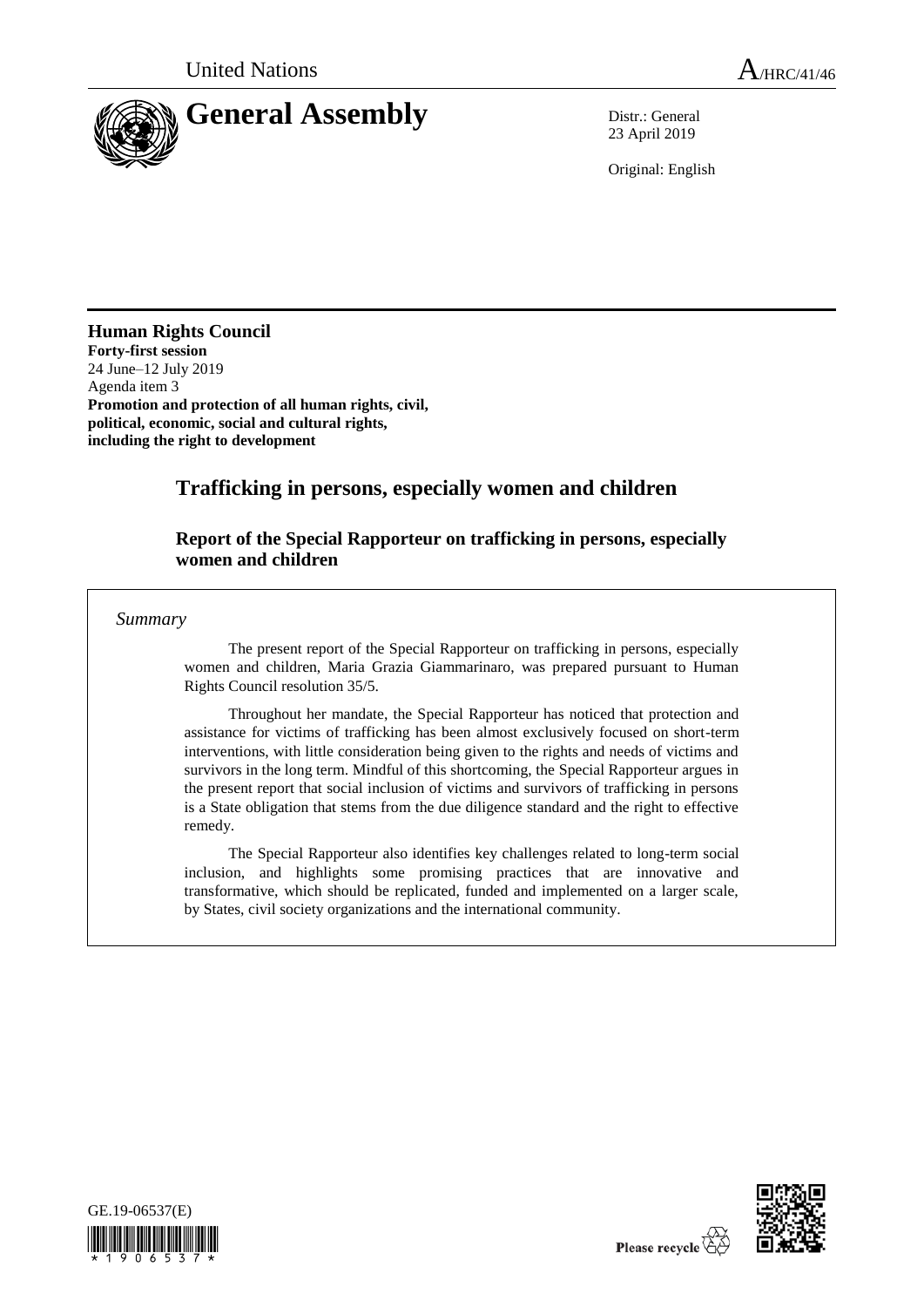United Nations A/HRC/41/46

# General Assembly

Distr.: General
23 April 2019

Original: English

**Human Rights Council**
**Forty-first session**
24 June–12 July 2019
Agenda item 3
**Promotion and protection of all human rights, civil, political, economic, social and cultural rights, including the right to development**

# Trafficking in persons, especially women and children

## Report of the Special Rapporteur on trafficking in persons, especially women and children

*Summary*

The present report of the Special Rapporteur on trafficking in persons, especially women and children, Maria Grazia Giammarinaro, was prepared pursuant to Human Rights Council resolution 35/5.

Throughout her mandate, the Special Rapporteur has noticed that protection and assistance for victims of trafficking has been almost exclusively focused on short-term interventions, with little consideration being given to the rights and needs of victims and survivors in the long term. Mindful of this shortcoming, the Special Rapporteur argues in the present report that social inclusion of victims and survivors of trafficking in persons is a State obligation that stems from the due diligence standard and the right to effective remedy.

The Special Rapporteur also identifies key challenges related to long-term social inclusion, and highlights some promising practices that are innovative and transformative, which should be replicated, funded and implemented on a larger scale, by States, civil society organizations and the international community.

GE.19-06537(E)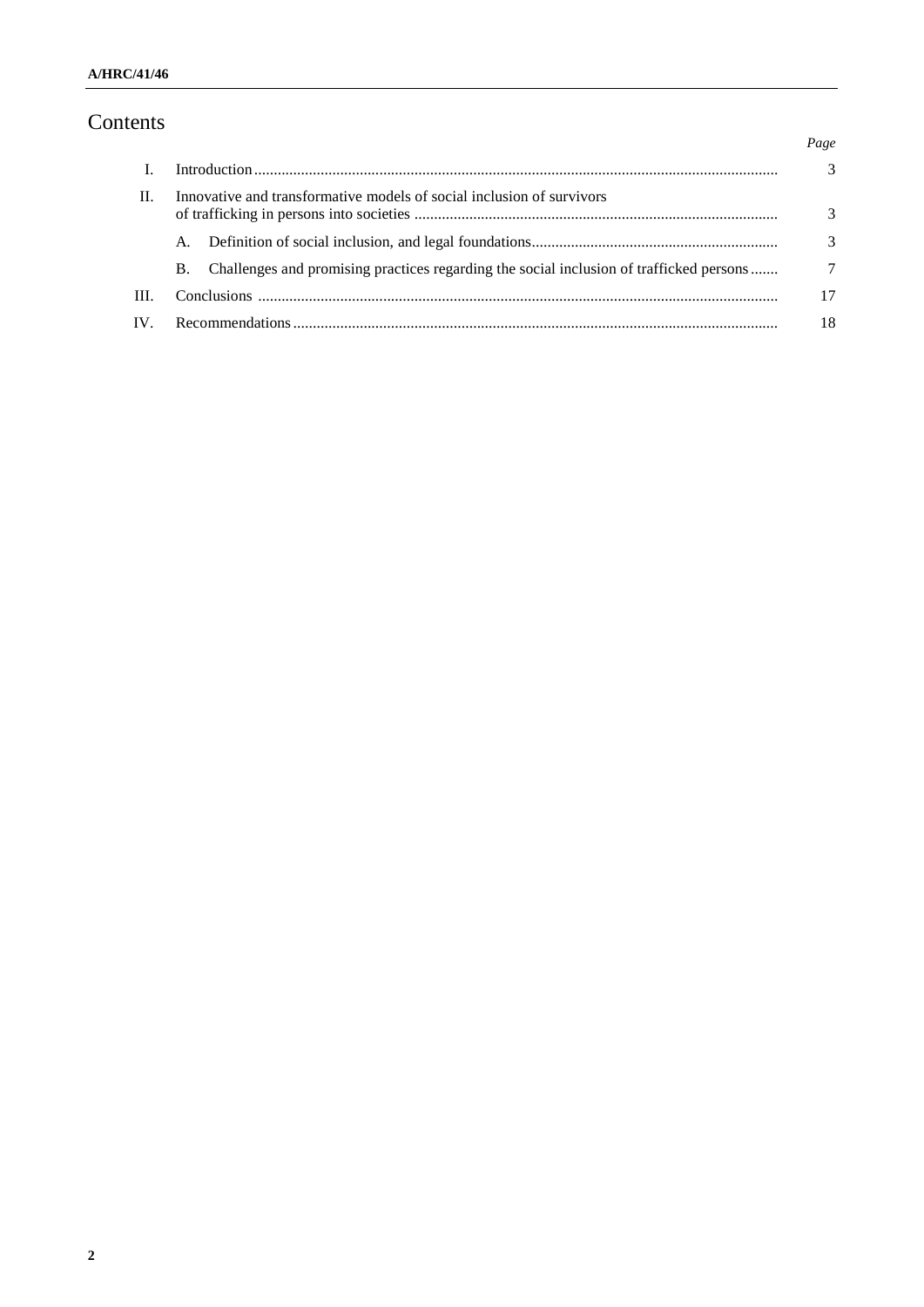# Contents

| | | Page |
|---|---|---|
| I. | Introduction | 3 |
| II. | Innovative and transformative models of social inclusion of survivors of trafficking in persons into societies | 3 |
| | A. Definition of social inclusion, and legal foundations | 3 |
| | B. Challenges and promising practices regarding the social inclusion of trafficked persons | 7 |
| III. | Conclusions | 17 |
| IV. | Recommendations | 18 |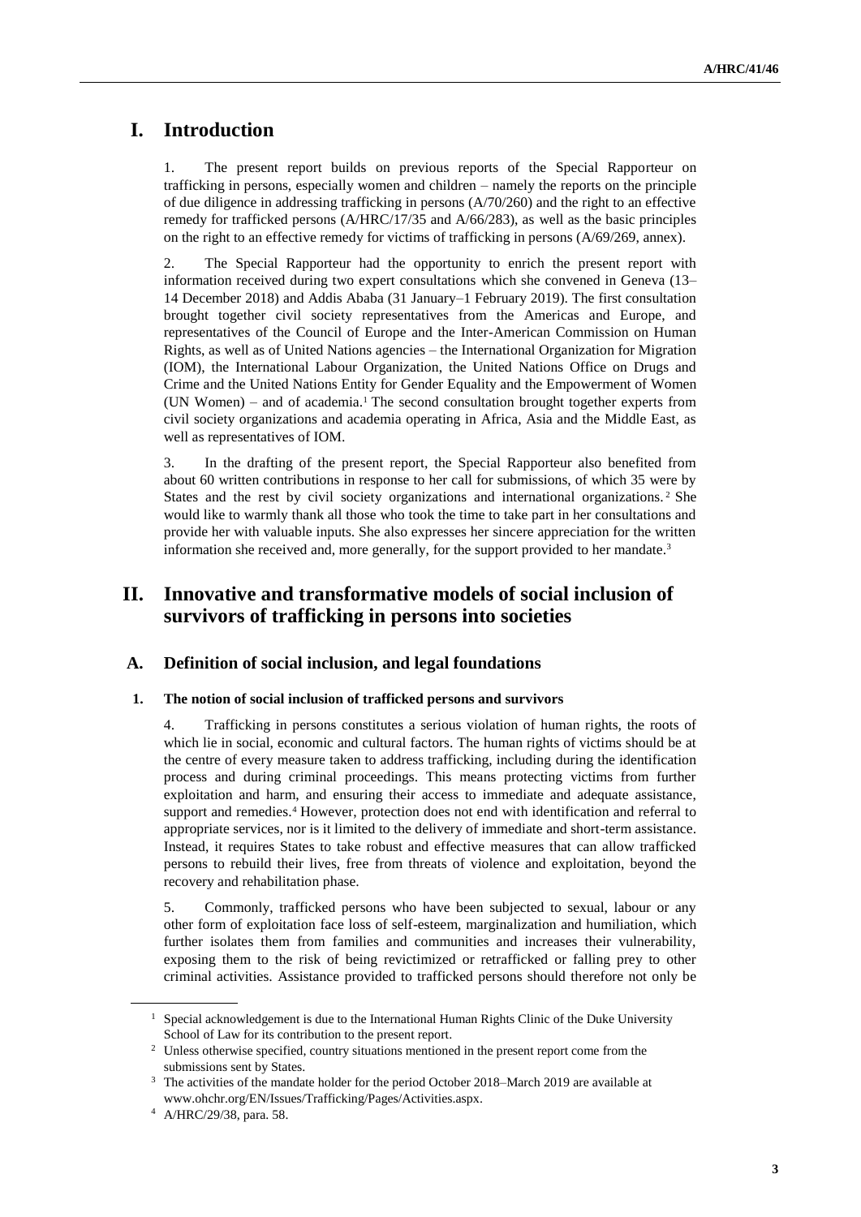# I. Introduction

1. The present report builds on previous reports of the Special Rapporteur on trafficking in persons, especially women and children – namely the reports on the principle of due diligence in addressing trafficking in persons (A/70/260) and the right to an effective remedy for trafficked persons (A/HRC/17/35 and A/66/283), as well as the basic principles on the right to an effective remedy for victims of trafficking in persons (A/69/269, annex).

2. The Special Rapporteur had the opportunity to enrich the present report with information received during two expert consultations which she convened in Geneva (13–14 December 2018) and Addis Ababa (31 January–1 February 2019). The first consultation brought together civil society representatives from the Americas and Europe, and representatives of the Council of Europe and the Inter-American Commission on Human Rights, as well as of United Nations agencies – the International Organization for Migration (IOM), the International Labour Organization, the United Nations Office on Drugs and Crime and the United Nations Entity for Gender Equality and the Empowerment of Women (UN Women) – and of academia.[1] The second consultation brought together experts from civil society organizations and academia operating in Africa, Asia and the Middle East, as well as representatives of IOM.

3. In the drafting of the present report, the Special Rapporteur also benefited from about 60 written contributions in response to her call for submissions, of which 35 were by States and the rest by civil society organizations and international organizations.[2] She would like to warmly thank all those who took the time to take part in her consultations and provide her with valuable inputs. She also expresses her sincere appreciation for the written information she received and, more generally, for the support provided to her mandate.[3]

# II. Innovative and transformative models of social inclusion of survivors of trafficking in persons into societies

## A. Definition of social inclusion, and legal foundations

### 1. The notion of social inclusion of trafficked persons and survivors

4. Trafficking in persons constitutes a serious violation of human rights, the roots of which lie in social, economic and cultural factors. The human rights of victims should be at the centre of every measure taken to address trafficking, including during the identification process and during criminal proceedings. This means protecting victims from further exploitation and harm, and ensuring their access to immediate and adequate assistance, support and remedies.[4] However, protection does not end with identification and referral to appropriate services, nor is it limited to the delivery of immediate and short-term assistance. Instead, it requires States to take robust and effective measures that can allow trafficked persons to rebuild their lives, free from threats of violence and exploitation, beyond the recovery and rehabilitation phase.

5. Commonly, trafficked persons who have been subjected to sexual, labour or any other form of exploitation face loss of self-esteem, marginalization and humiliation, which further isolates them from families and communities and increases their vulnerability, exposing them to the risk of being revictimized or retrafficked or falling prey to other criminal activities. Assistance provided to trafficked persons should therefore not only be

---

[1] Special acknowledgement is due to the International Human Rights Clinic of the Duke University School of Law for its contribution to the present report.

[2] Unless otherwise specified, country situations mentioned in the present report come from the submissions sent by States.

[3] The activities of the mandate holder for the period October 2018–March 2019 are available at www.ohchr.org/EN/Issues/Trafficking/Pages/Activities.aspx.

[4] A/HRC/29/38, para. 58.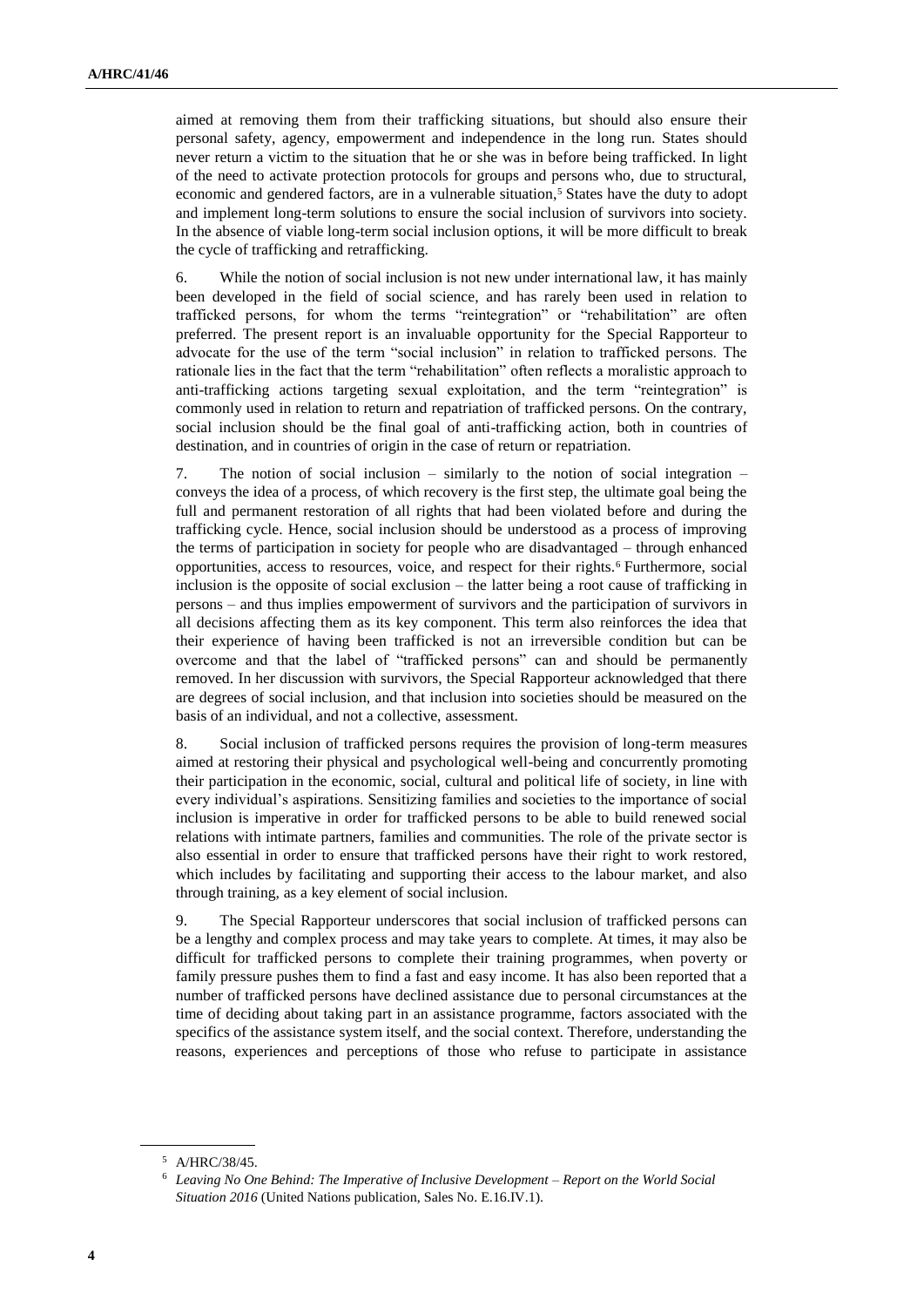aimed at removing them from their trafficking situations, but should also ensure their personal safety, agency, empowerment and independence in the long run. States should never return a victim to the situation that he or she was in before being trafficked. In light of the need to activate protection protocols for groups and persons who, due to structural, economic and gendered factors, are in a vulnerable situation,[5] States have the duty to adopt and implement long-term solutions to ensure the social inclusion of survivors into society. In the absence of viable long-term social inclusion options, it will be more difficult to break the cycle of trafficking and retrafficking.

6. While the notion of social inclusion is not new under international law, it has mainly been developed in the field of social science, and has rarely been used in relation to trafficked persons, for whom the terms "reintegration" or "rehabilitation" are often preferred. The present report is an invaluable opportunity for the Special Rapporteur to advocate for the use of the term "social inclusion" in relation to trafficked persons. The rationale lies in the fact that the term "rehabilitation" often reflects a moralistic approach to anti-trafficking actions targeting sexual exploitation, and the term "reintegration" is commonly used in relation to return and repatriation of trafficked persons. On the contrary, social inclusion should be the final goal of anti-trafficking action, both in countries of destination, and in countries of origin in the case of return or repatriation.

7. The notion of social inclusion – similarly to the notion of social integration – conveys the idea of a process, of which recovery is the first step, the ultimate goal being the full and permanent restoration of all rights that had been violated before and during the trafficking cycle. Hence, social inclusion should be understood as a process of improving the terms of participation in society for people who are disadvantaged – through enhanced opportunities, access to resources, voice, and respect for their rights.[6] Furthermore, social inclusion is the opposite of social exclusion – the latter being a root cause of trafficking in persons – and thus implies empowerment of survivors and the participation of survivors in all decisions affecting them as its key component. This term also reinforces the idea that their experience of having been trafficked is not an irreversible condition but can be overcome and that the label of "trafficked persons" can and should be permanently removed. In her discussion with survivors, the Special Rapporteur acknowledged that there are degrees of social inclusion, and that inclusion into societies should be measured on the basis of an individual, and not a collective, assessment.

8. Social inclusion of trafficked persons requires the provision of long-term measures aimed at restoring their physical and psychological well-being and concurrently promoting their participation in the economic, social, cultural and political life of society, in line with every individual's aspirations. Sensitizing families and societies to the importance of social inclusion is imperative in order for trafficked persons to be able to build renewed social relations with intimate partners, families and communities. The role of the private sector is also essential in order to ensure that trafficked persons have their right to work restored, which includes by facilitating and supporting their access to the labour market, and also through training, as a key element of social inclusion.

9. The Special Rapporteur underscores that social inclusion of trafficked persons can be a lengthy and complex process and may take years to complete. At times, it may also be difficult for trafficked persons to complete their training programmes, when poverty or family pressure pushes them to find a fast and easy income. It has also been reported that a number of trafficked persons have declined assistance due to personal circumstances at the time of deciding about taking part in an assistance programme, factors associated with the specifics of the assistance system itself, and the social context. Therefore, understanding the reasons, experiences and perceptions of those who refuse to participate in assistance

---

[5] A/HRC/38/45.

[6] *Leaving No One Behind: The Imperative of Inclusive Development – Report on the World Social Situation 2016* (United Nations publication, Sales No. E.16.IV.1).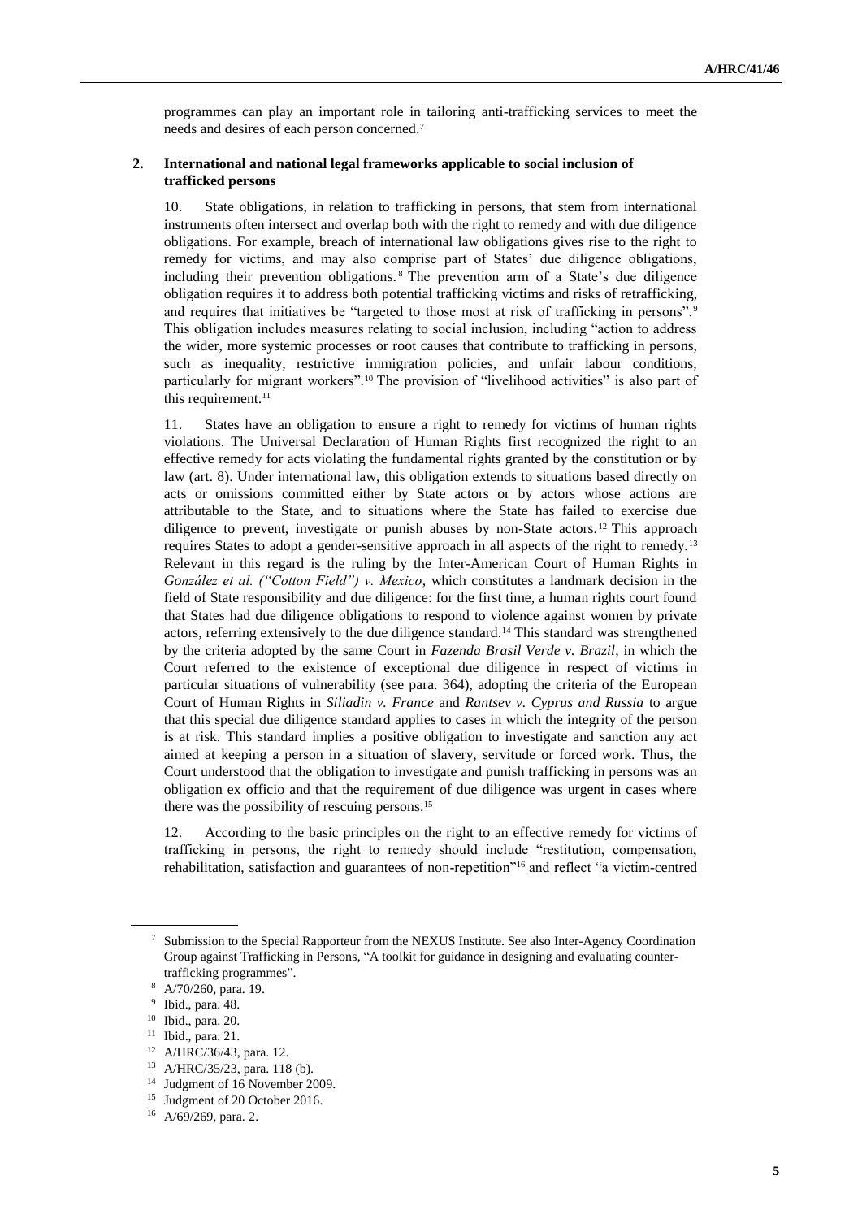programmes can play an important role in tailoring anti-trafficking services to meet the needs and desires of each person concerned.[7]

### 2. International and national legal frameworks applicable to social inclusion of trafficked persons

10. State obligations, in relation to trafficking in persons, that stem from international instruments often intersect and overlap both with the right to remedy and with due diligence obligations. For example, breach of international law obligations gives rise to the right to remedy for victims, and may also comprise part of States' due diligence obligations, including their prevention obligations.[8] The prevention arm of a State's due diligence obligation requires it to address both potential trafficking victims and risks of retrafficking, and requires that initiatives be "targeted to those most at risk of trafficking in persons".[9] This obligation includes measures relating to social inclusion, including "action to address the wider, more systemic processes or root causes that contribute to trafficking in persons, such as inequality, restrictive immigration policies, and unfair labour conditions, particularly for migrant workers".[10] The provision of "livelihood activities" is also part of this requirement.[11]

11. States have an obligation to ensure a right to remedy for victims of human rights violations. The Universal Declaration of Human Rights first recognized the right to an effective remedy for acts violating the fundamental rights granted by the constitution or by law (art. 8). Under international law, this obligation extends to situations based directly on acts or omissions committed either by State actors or by actors whose actions are attributable to the State, and to situations where the State has failed to exercise due diligence to prevent, investigate or punish abuses by non-State actors.[12] This approach requires States to adopt a gender-sensitive approach in all aspects of the right to remedy.[13] Relevant in this regard is the ruling by the Inter-American Court of Human Rights in *González et al. ("Cotton Field") v. Mexico*, which constitutes a landmark decision in the field of State responsibility and due diligence: for the first time, a human rights court found that States had due diligence obligations to respond to violence against women by private actors, referring extensively to the due diligence standard.[14] This standard was strengthened by the criteria adopted by the same Court in *Fazenda Brasil Verde v. Brazil*, in which the Court referred to the existence of exceptional due diligence in respect of victims in particular situations of vulnerability (see para. 364), adopting the criteria of the European Court of Human Rights in *Siliadin v. France* and *Rantsev v. Cyprus and Russia* to argue that this special due diligence standard applies to cases in which the integrity of the person is at risk. This standard implies a positive obligation to investigate and sanction any act aimed at keeping a person in a situation of slavery, servitude or forced work. Thus, the Court understood that the obligation to investigate and punish trafficking in persons was an obligation ex officio and that the requirement of due diligence was urgent in cases where there was the possibility of rescuing persons.[15]

12. According to the basic principles on the right to an effective remedy for victims of trafficking in persons, the right to remedy should include "restitution, compensation, rehabilitation, satisfaction and guarantees of non-repetition"[16] and reflect "a victim-centred

---

[7] Submission to the Special Rapporteur from the NEXUS Institute. See also Inter-Agency Coordination Group against Trafficking in Persons, "A toolkit for guidance in designing and evaluating counter-trafficking programmes".

[8] A/70/260, para. 19.

[9] Ibid., para. 48.

[10] Ibid., para. 20.

[11] Ibid., para. 21.

[12] A/HRC/36/43, para. 12.

[13] A/HRC/35/23, para. 118 (b).

[14] Judgment of 16 November 2009.

[15] Judgment of 20 October 2016.

[16] A/69/269, para. 2.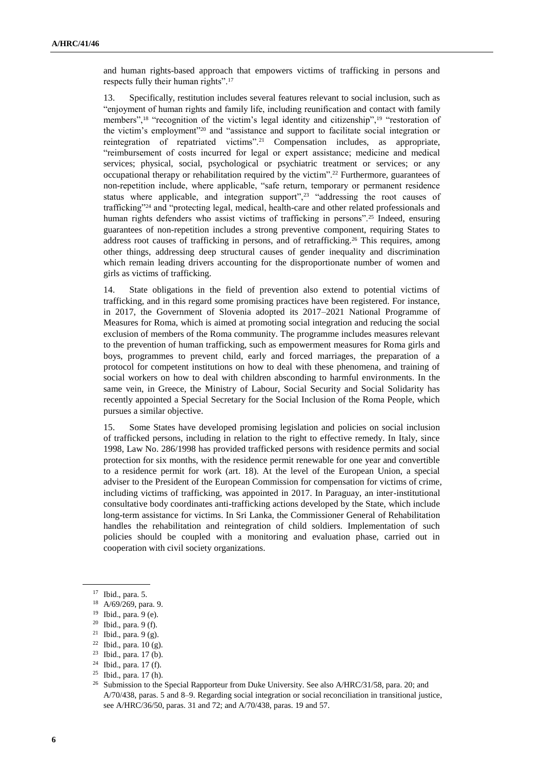and human rights-based approach that empowers victims of trafficking in persons and respects fully their human rights".[17]

13. Specifically, restitution includes several features relevant to social inclusion, such as "enjoyment of human rights and family life, including reunification and contact with family members",[18] "recognition of the victim's legal identity and citizenship",[19] "restoration of the victim's employment"[20] and "assistance and support to facilitate social integration or reintegration of repatriated victims".[21] Compensation includes, as appropriate, "reimbursement of costs incurred for legal or expert assistance; medicine and medical services; physical, social, psychological or psychiatric treatment or services; or any occupational therapy or rehabilitation required by the victim".[22] Furthermore, guarantees of non-repetition include, where applicable, "safe return, temporary or permanent residence status where applicable, and integration support",[23] "addressing the root causes of trafficking"[24] and "protecting legal, medical, health-care and other related professionals and human rights defenders who assist victims of trafficking in persons".[25] Indeed, ensuring guarantees of non-repetition includes a strong preventive component, requiring States to address root causes of trafficking in persons, and of retrafficking.[26] This requires, among other things, addressing deep structural causes of gender inequality and discrimination which remain leading drivers accounting for the disproportionate number of women and girls as victims of trafficking.

14. State obligations in the field of prevention also extend to potential victims of trafficking, and in this regard some promising practices have been registered. For instance, in 2017, the Government of Slovenia adopted its 2017–2021 National Programme of Measures for Roma, which is aimed at promoting social integration and reducing the social exclusion of members of the Roma community. The programme includes measures relevant to the prevention of human trafficking, such as empowerment measures for Roma girls and boys, programmes to prevent child, early and forced marriages, the preparation of a protocol for competent institutions on how to deal with these phenomena, and training of social workers on how to deal with children absconding to harmful environments. In the same vein, in Greece, the Ministry of Labour, Social Security and Social Solidarity has recently appointed a Special Secretary for the Social Inclusion of the Roma People, which pursues a similar objective.

15. Some States have developed promising legislation and policies on social inclusion of trafficked persons, including in relation to the right to effective remedy. In Italy, since 1998, Law No. 286/1998 has provided trafficked persons with residence permits and social protection for six months, with the residence permit renewable for one year and convertible to a residence permit for work (art. 18). At the level of the European Union, a special adviser to the President of the European Commission for compensation for victims of crime, including victims of trafficking, was appointed in 2017. In Paraguay, an inter-institutional consultative body coordinates anti-trafficking actions developed by the State, which include long-term assistance for victims. In Sri Lanka, the Commissioner General of Rehabilitation handles the rehabilitation and reintegration of child soldiers. Implementation of such policies should be coupled with a monitoring and evaluation phase, carried out in cooperation with civil society organizations.

---

[17] Ibid., para. 5.

[18] A/69/269, para. 9.

[19] Ibid., para. 9 (e).

[20] Ibid., para. 9 (f).

[21] Ibid., para. 9 (g).

[22] Ibid., para. 10 (g).

[23] Ibid., para. 17 (b).

[24] Ibid., para. 17 (f).

[25] Ibid., para. 17 (h).

[26] Submission to the Special Rapporteur from Duke University. See also A/HRC/31/58, para. 20; and A/70/438, paras. 5 and 8–9. Regarding social integration or social reconciliation in transitional justice, see A/HRC/36/50, paras. 31 and 72; and A/70/438, paras. 19 and 57.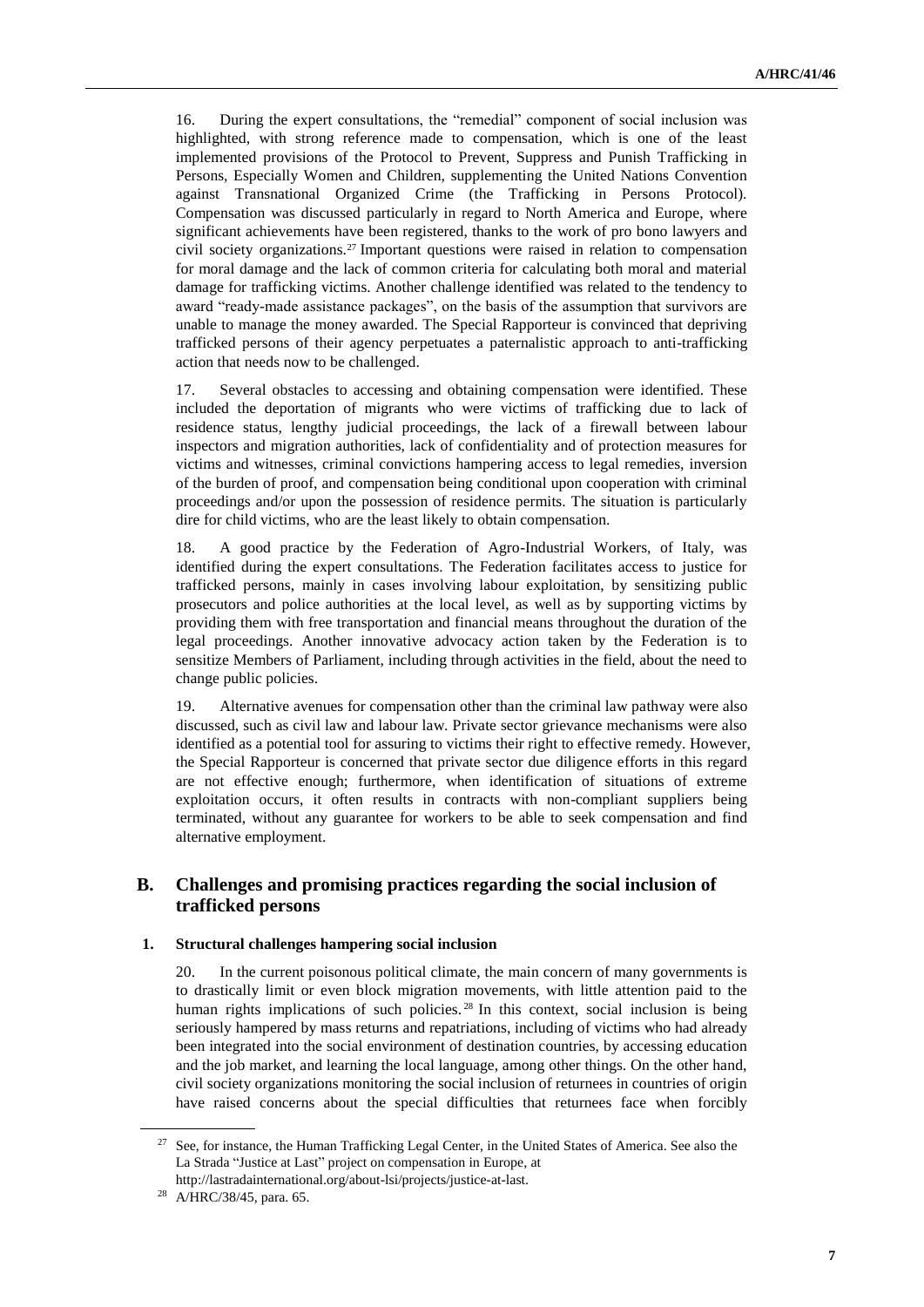16. During the expert consultations, the "remedial" component of social inclusion was highlighted, with strong reference made to compensation, which is one of the least implemented provisions of the Protocol to Prevent, Suppress and Punish Trafficking in Persons, Especially Women and Children, supplementing the United Nations Convention against Transnational Organized Crime (the Trafficking in Persons Protocol). Compensation was discussed particularly in regard to North America and Europe, where significant achievements have been registered, thanks to the work of pro bono lawyers and civil society organizations.[27] Important questions were raised in relation to compensation for moral damage and the lack of common criteria for calculating both moral and material damage for trafficking victims. Another challenge identified was related to the tendency to award "ready-made assistance packages", on the basis of the assumption that survivors are unable to manage the money awarded. The Special Rapporteur is convinced that depriving trafficked persons of their agency perpetuates a paternalistic approach to anti-trafficking action that needs now to be challenged.

17. Several obstacles to accessing and obtaining compensation were identified. These included the deportation of migrants who were victims of trafficking due to lack of residence status, lengthy judicial proceedings, the lack of a firewall between labour inspectors and migration authorities, lack of confidentiality and of protection measures for victims and witnesses, criminal convictions hampering access to legal remedies, inversion of the burden of proof, and compensation being conditional upon cooperation with criminal proceedings and/or upon the possession of residence permits. The situation is particularly dire for child victims, who are the least likely to obtain compensation.

18. A good practice by the Federation of Agro-Industrial Workers, of Italy, was identified during the expert consultations. The Federation facilitates access to justice for trafficked persons, mainly in cases involving labour exploitation, by sensitizing public prosecutors and police authorities at the local level, as well as by supporting victims by providing them with free transportation and financial means throughout the duration of the legal proceedings. Another innovative advocacy action taken by the Federation is to sensitize Members of Parliament, including through activities in the field, about the need to change public policies.

19. Alternative avenues for compensation other than the criminal law pathway were also discussed, such as civil law and labour law. Private sector grievance mechanisms were also identified as a potential tool for assuring to victims their right to effective remedy. However, the Special Rapporteur is concerned that private sector due diligence efforts in this regard are not effective enough; furthermore, when identification of situations of extreme exploitation occurs, it often results in contracts with non-compliant suppliers being terminated, without any guarantee for workers to be able to seek compensation and find alternative employment.

## B. Challenges and promising practices regarding the social inclusion of trafficked persons

### 1. Structural challenges hampering social inclusion

20. In the current poisonous political climate, the main concern of many governments is to drastically limit or even block migration movements, with little attention paid to the human rights implications of such policies.[28] In this context, social inclusion is being seriously hampered by mass returns and repatriations, including of victims who had already been integrated into the social environment of destination countries, by accessing education and the job market, and learning the local language, among other things. On the other hand, civil society organizations monitoring the social inclusion of returnees in countries of origin have raised concerns about the special difficulties that returnees face when forcibly

[27] See, for instance, the Human Trafficking Legal Center, in the United States of America. See also the La Strada "Justice at Last" project on compensation in Europe, at http://lastradainternational.org/about-lsi/projects/justice-at-last.

[28] A/HRC/38/45, para. 65.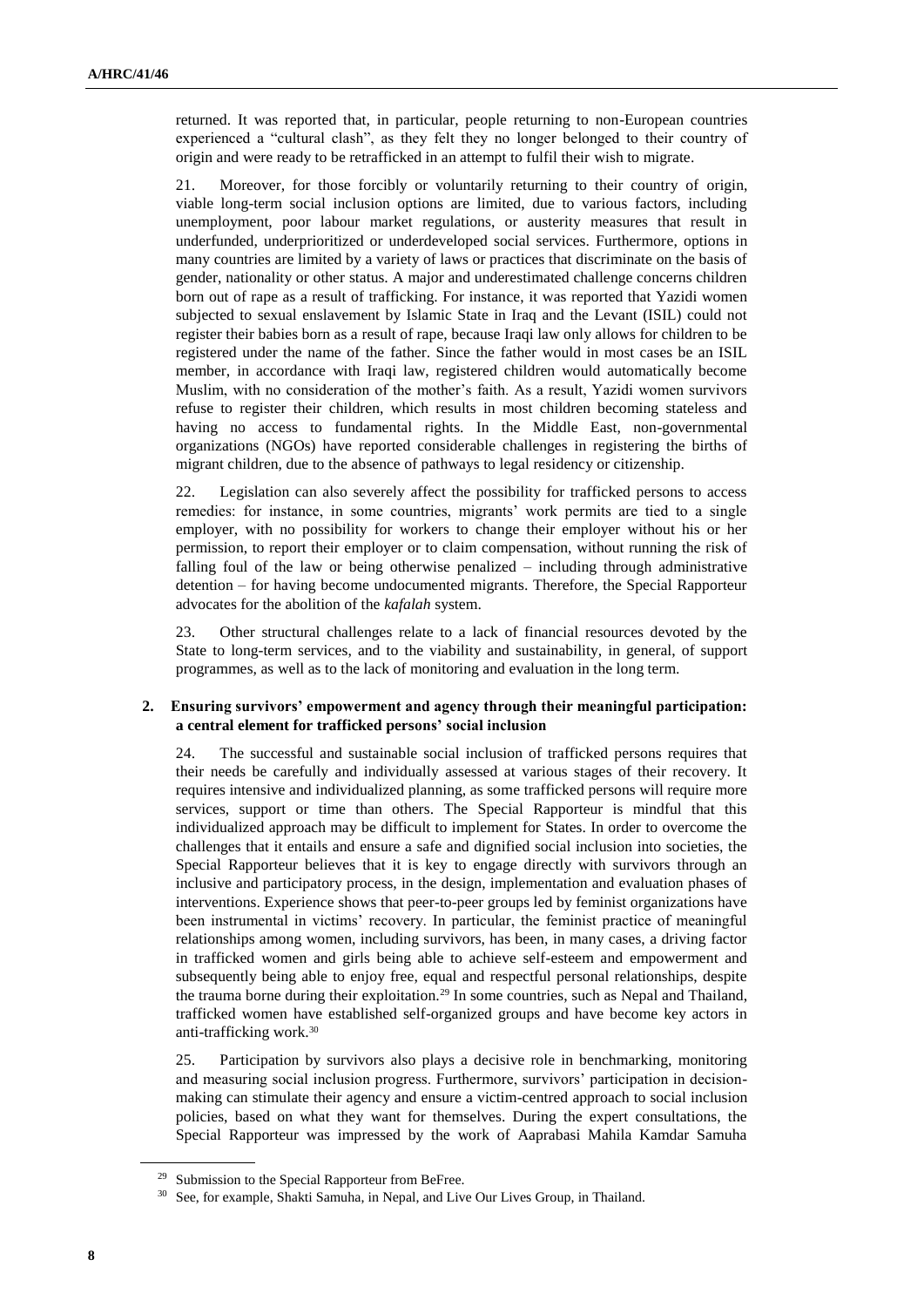returned. It was reported that, in particular, people returning to non-European countries experienced a "cultural clash", as they felt they no longer belonged to their country of origin and were ready to be retrafficked in an attempt to fulfil their wish to migrate.

21. Moreover, for those forcibly or voluntarily returning to their country of origin, viable long-term social inclusion options are limited, due to various factors, including unemployment, poor labour market regulations, or austerity measures that result in underfunded, underprioritized or underdeveloped social services. Furthermore, options in many countries are limited by a variety of laws or practices that discriminate on the basis of gender, nationality or other status. A major and underestimated challenge concerns children born out of rape as a result of trafficking. For instance, it was reported that Yazidi women subjected to sexual enslavement by Islamic State in Iraq and the Levant (ISIL) could not register their babies born as a result of rape, because Iraqi law only allows for children to be registered under the name of the father. Since the father would in most cases be an ISIL member, in accordance with Iraqi law, registered children would automatically become Muslim, with no consideration of the mother's faith. As a result, Yazidi women survivors refuse to register their children, which results in most children becoming stateless and having no access to fundamental rights. In the Middle East, non-governmental organizations (NGOs) have reported considerable challenges in registering the births of migrant children, due to the absence of pathways to legal residency or citizenship.

22. Legislation can also severely affect the possibility for trafficked persons to access remedies: for instance, in some countries, migrants' work permits are tied to a single employer, with no possibility for workers to change their employer without his or her permission, to report their employer or to claim compensation, without running the risk of falling foul of the law or being otherwise penalized – including through administrative detention – for having become undocumented migrants. Therefore, the Special Rapporteur advocates for the abolition of the *kafalah* system.

23. Other structural challenges relate to a lack of financial resources devoted by the State to long-term services, and to the viability and sustainability, in general, of support programmes, as well as to the lack of monitoring and evaluation in the long term.

### 2. Ensuring survivors' empowerment and agency through their meaningful participation: a central element for trafficked persons' social inclusion

24. The successful and sustainable social inclusion of trafficked persons requires that their needs be carefully and individually assessed at various stages of their recovery. It requires intensive and individualized planning, as some trafficked persons will require more services, support or time than others. The Special Rapporteur is mindful that this individualized approach may be difficult to implement for States. In order to overcome the challenges that it entails and ensure a safe and dignified social inclusion into societies, the Special Rapporteur believes that it is key to engage directly with survivors through an inclusive and participatory process, in the design, implementation and evaluation phases of interventions. Experience shows that peer-to-peer groups led by feminist organizations have been instrumental in victims' recovery. In particular, the feminist practice of meaningful relationships among women, including survivors, has been, in many cases, a driving factor in trafficked women and girls being able to achieve self-esteem and empowerment and subsequently being able to enjoy free, equal and respectful personal relationships, despite the trauma borne during their exploitation.[29] In some countries, such as Nepal and Thailand, trafficked women have established self-organized groups and have become key actors in anti-trafficking work.[30]

25. Participation by survivors also plays a decisive role in benchmarking, monitoring and measuring social inclusion progress. Furthermore, survivors' participation in decision-making can stimulate their agency and ensure a victim-centred approach to social inclusion policies, based on what they want for themselves. During the expert consultations, the Special Rapporteur was impressed by the work of Aaprabasi Mahila Kamdar Samuha

---

[29] Submission to the Special Rapporteur from BeFree.

[30] See, for example, Shakti Samuha, in Nepal, and Live Our Lives Group, in Thailand.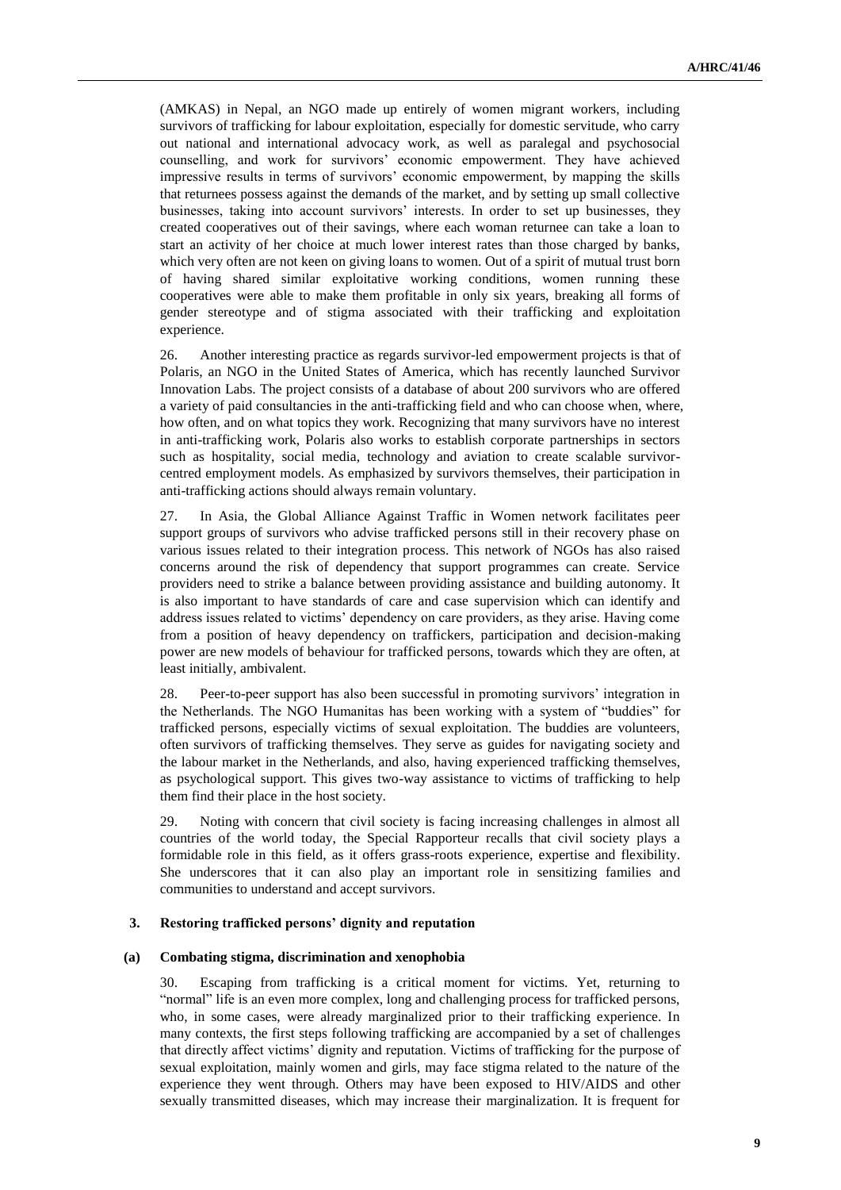(AMKAS) in Nepal, an NGO made up entirely of women migrant workers, including survivors of trafficking for labour exploitation, especially for domestic servitude, who carry out national and international advocacy work, as well as paralegal and psychosocial counselling, and work for survivors' economic empowerment. They have achieved impressive results in terms of survivors' economic empowerment, by mapping the skills that returnees possess against the demands of the market, and by setting up small collective businesses, taking into account survivors' interests. In order to set up businesses, they created cooperatives out of their savings, where each woman returnee can take a loan to start an activity of her choice at much lower interest rates than those charged by banks, which very often are not keen on giving loans to women. Out of a spirit of mutual trust born of having shared similar exploitative working conditions, women running these cooperatives were able to make them profitable in only six years, breaking all forms of gender stereotype and of stigma associated with their trafficking and exploitation experience.

26. Another interesting practice as regards survivor-led empowerment projects is that of Polaris, an NGO in the United States of America, which has recently launched Survivor Innovation Labs. The project consists of a database of about 200 survivors who are offered a variety of paid consultancies in the anti-trafficking field and who can choose when, where, how often, and on what topics they work. Recognizing that many survivors have no interest in anti-trafficking work, Polaris also works to establish corporate partnerships in sectors such as hospitality, social media, technology and aviation to create scalable survivor-centred employment models. As emphasized by survivors themselves, their participation in anti-trafficking actions should always remain voluntary.

27. In Asia, the Global Alliance Against Traffic in Women network facilitates peer support groups of survivors who advise trafficked persons still in their recovery phase on various issues related to their integration process. This network of NGOs has also raised concerns around the risk of dependency that support programmes can create. Service providers need to strike a balance between providing assistance and building autonomy. It is also important to have standards of care and case supervision which can identify and address issues related to victims' dependency on care providers, as they arise. Having come from a position of heavy dependency on traffickers, participation and decision-making power are new models of behaviour for trafficked persons, towards which they are often, at least initially, ambivalent.

28. Peer-to-peer support has also been successful in promoting survivors' integration in the Netherlands. The NGO Humanitas has been working with a system of "buddies" for trafficked persons, especially victims of sexual exploitation. The buddies are volunteers, often survivors of trafficking themselves. They serve as guides for navigating society and the labour market in the Netherlands, and also, having experienced trafficking themselves, as psychological support. This gives two-way assistance to victims of trafficking to help them find their place in the host society.

29. Noting with concern that civil society is facing increasing challenges in almost all countries of the world today, the Special Rapporteur recalls that civil society plays a formidable role in this field, as it offers grass-roots experience, expertise and flexibility. She underscores that it can also play an important role in sensitizing families and communities to understand and accept survivors.

### 3. Restoring trafficked persons' dignity and reputation

#### (a) Combating stigma, discrimination and xenophobia

30. Escaping from trafficking is a critical moment for victims. Yet, returning to "normal" life is an even more complex, long and challenging process for trafficked persons, who, in some cases, were already marginalized prior to their trafficking experience. In many contexts, the first steps following trafficking are accompanied by a set of challenges that directly affect victims' dignity and reputation. Victims of trafficking for the purpose of sexual exploitation, mainly women and girls, may face stigma related to the nature of the experience they went through. Others may have been exposed to HIV/AIDS and other sexually transmitted diseases, which may increase their marginalization. It is frequent for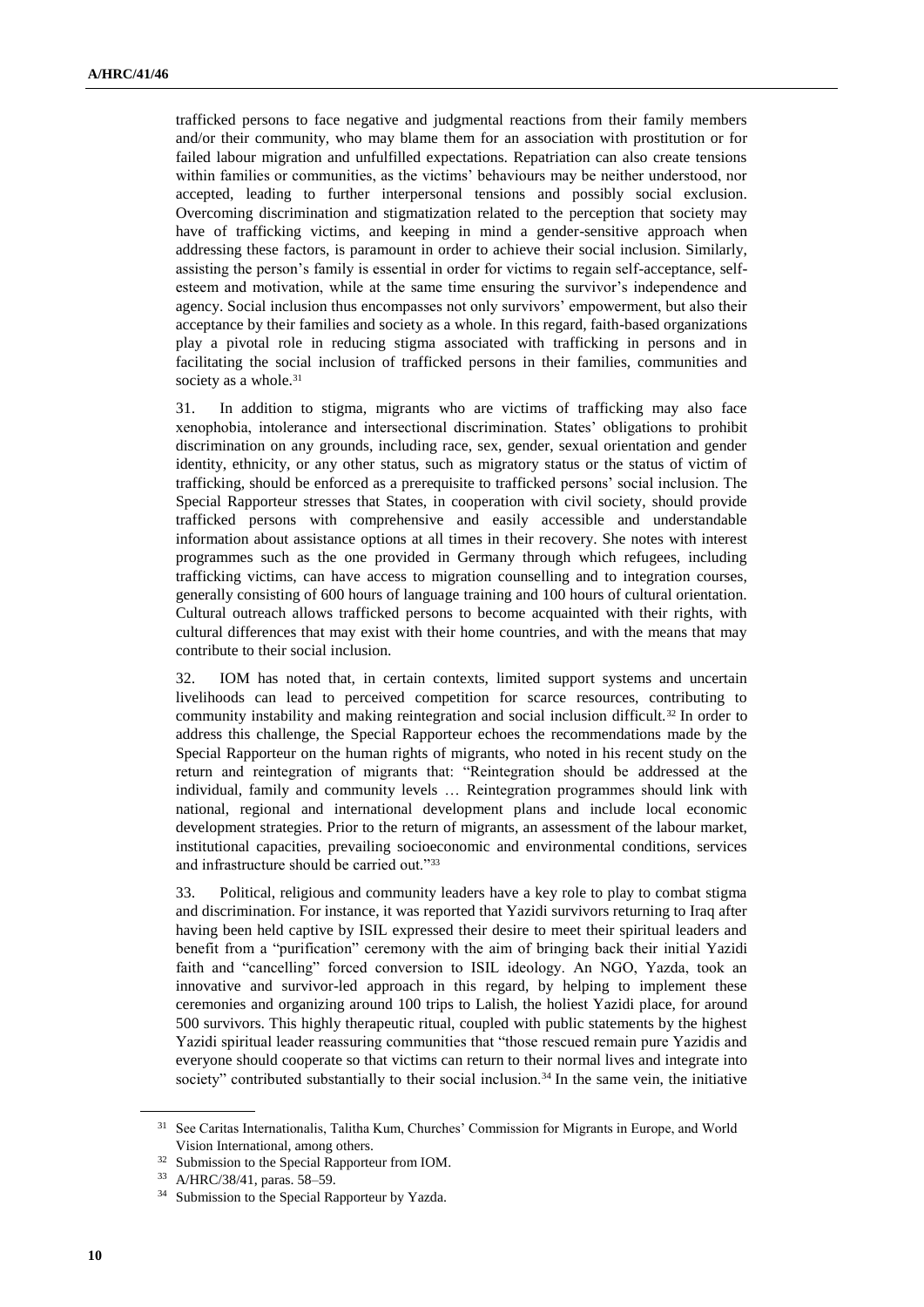trafficked persons to face negative and judgmental reactions from their family members and/or their community, who may blame them for an association with prostitution or for failed labour migration and unfulfilled expectations. Repatriation can also create tensions within families or communities, as the victims' behaviours may be neither understood, nor accepted, leading to further interpersonal tensions and possibly social exclusion. Overcoming discrimination and stigmatization related to the perception that society may have of trafficking victims, and keeping in mind a gender-sensitive approach when addressing these factors, is paramount in order to achieve their social inclusion. Similarly, assisting the person's family is essential in order for victims to regain self-acceptance, self-esteem and motivation, while at the same time ensuring the survivor's independence and agency. Social inclusion thus encompasses not only survivors' empowerment, but also their acceptance by their families and society as a whole. In this regard, faith-based organizations play a pivotal role in reducing stigma associated with trafficking in persons and in facilitating the social inclusion of trafficked persons in their families, communities and society as a whole.[31]

31. In addition to stigma, migrants who are victims of trafficking may also face xenophobia, intolerance and intersectional discrimination. States' obligations to prohibit discrimination on any grounds, including race, sex, gender, sexual orientation and gender identity, ethnicity, or any other status, such as migratory status or the status of victim of trafficking, should be enforced as a prerequisite to trafficked persons' social inclusion. The Special Rapporteur stresses that States, in cooperation with civil society, should provide trafficked persons with comprehensive and easily accessible and understandable information about assistance options at all times in their recovery. She notes with interest programmes such as the one provided in Germany through which refugees, including trafficking victims, can have access to migration counselling and to integration courses, generally consisting of 600 hours of language training and 100 hours of cultural orientation. Cultural outreach allows trafficked persons to become acquainted with their rights, with cultural differences that may exist with their home countries, and with the means that may contribute to their social inclusion.

32. IOM has noted that, in certain contexts, limited support systems and uncertain livelihoods can lead to perceived competition for scarce resources, contributing to community instability and making reintegration and social inclusion difficult.[32] In order to address this challenge, the Special Rapporteur echoes the recommendations made by the Special Rapporteur on the human rights of migrants, who noted in his recent study on the return and reintegration of migrants that: "Reintegration should be addressed at the individual, family and community levels … Reintegration programmes should link with national, regional and international development plans and include local economic development strategies. Prior to the return of migrants, an assessment of the labour market, institutional capacities, prevailing socioeconomic and environmental conditions, services and infrastructure should be carried out."[33]

33. Political, religious and community leaders have a key role to play to combat stigma and discrimination. For instance, it was reported that Yazidi survivors returning to Iraq after having been held captive by ISIL expressed their desire to meet their spiritual leaders and benefit from a "purification" ceremony with the aim of bringing back their initial Yazidi faith and "cancelling" forced conversion to ISIL ideology. An NGO, Yazda, took an innovative and survivor-led approach in this regard, by helping to implement these ceremonies and organizing around 100 trips to Lalish, the holiest Yazidi place, for around 500 survivors. This highly therapeutic ritual, coupled with public statements by the highest Yazidi spiritual leader reassuring communities that "those rescued remain pure Yazidis and everyone should cooperate so that victims can return to their normal lives and integrate into society" contributed substantially to their social inclusion.[34] In the same vein, the initiative

[31] See Caritas Internationalis, Talitha Kum, Churches' Commission for Migrants in Europe, and World Vision International, among others.

[32] Submission to the Special Rapporteur from IOM.

[33] A/HRC/38/41, paras. 58–59.

[34] Submission to the Special Rapporteur by Yazda.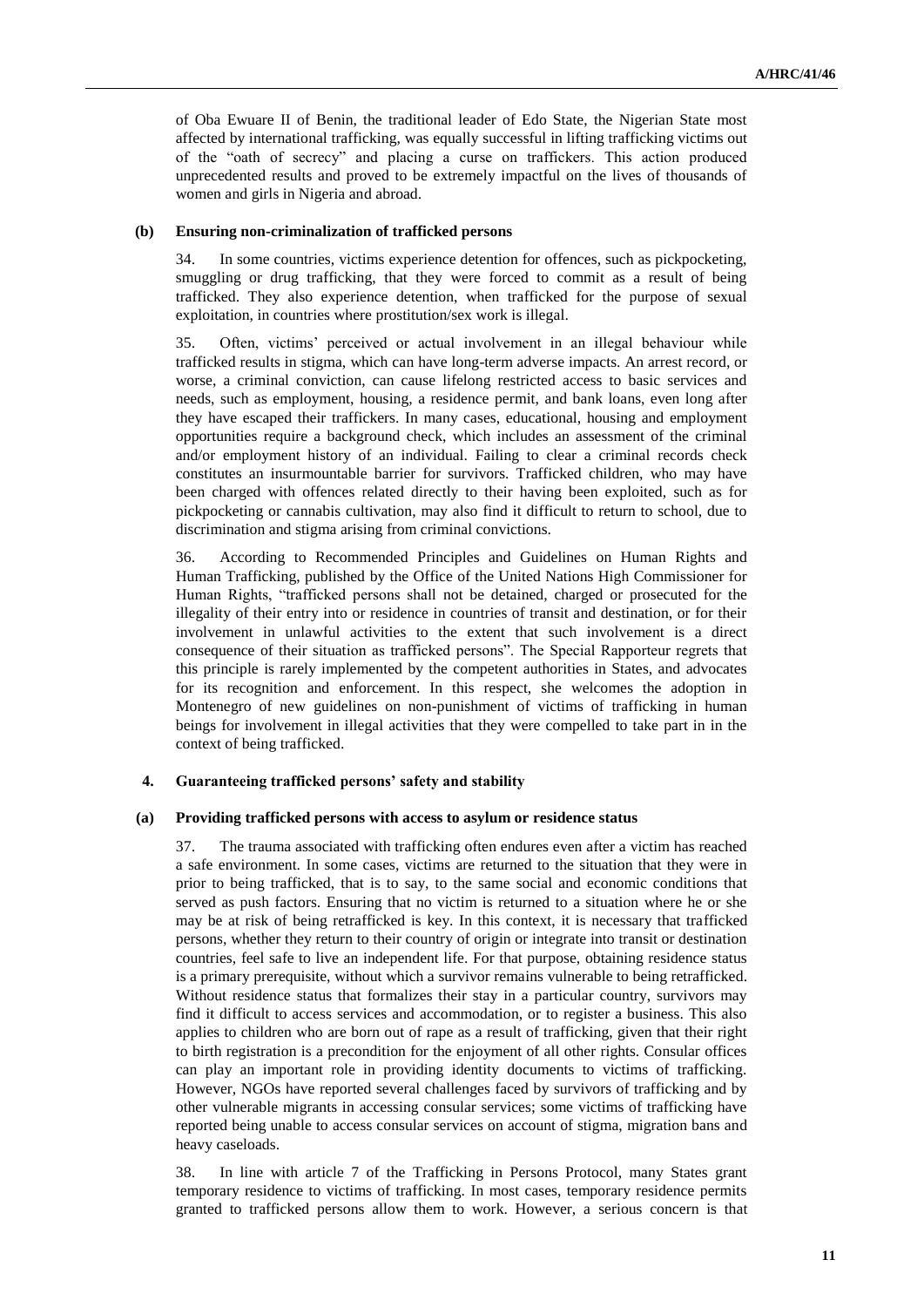of Oba Ewuare II of Benin, the traditional leader of Edo State, the Nigerian State most affected by international trafficking, was equally successful in lifting trafficking victims out of the "oath of secrecy" and placing a curse on traffickers. This action produced unprecedented results and proved to be extremely impactful on the lives of thousands of women and girls in Nigeria and abroad.

#### (b) Ensuring non-criminalization of trafficked persons

34. In some countries, victims experience detention for offences, such as pickpocketing, smuggling or drug trafficking, that they were forced to commit as a result of being trafficked. They also experience detention, when trafficked for the purpose of sexual exploitation, in countries where prostitution/sex work is illegal.

35. Often, victims' perceived or actual involvement in an illegal behaviour while trafficked results in stigma, which can have long-term adverse impacts. An arrest record, or worse, a criminal conviction, can cause lifelong restricted access to basic services and needs, such as employment, housing, a residence permit, and bank loans, even long after they have escaped their traffickers. In many cases, educational, housing and employment opportunities require a background check, which includes an assessment of the criminal and/or employment history of an individual. Failing to clear a criminal records check constitutes an insurmountable barrier for survivors. Trafficked children, who may have been charged with offences related directly to their having been exploited, such as for pickpocketing or cannabis cultivation, may also find it difficult to return to school, due to discrimination and stigma arising from criminal convictions.

36. According to Recommended Principles and Guidelines on Human Rights and Human Trafficking, published by the Office of the United Nations High Commissioner for Human Rights, "trafficked persons shall not be detained, charged or prosecuted for the illegality of their entry into or residence in countries of transit and destination, or for their involvement in unlawful activities to the extent that such involvement is a direct consequence of their situation as trafficked persons". The Special Rapporteur regrets that this principle is rarely implemented by the competent authorities in States, and advocates for its recognition and enforcement. In this respect, she welcomes the adoption in Montenegro of new guidelines on non-punishment of victims of trafficking in human beings for involvement in illegal activities that they were compelled to take part in in the context of being trafficked.

### 4. Guaranteeing trafficked persons' safety and stability

#### (a) Providing trafficked persons with access to asylum or residence status

37. The trauma associated with trafficking often endures even after a victim has reached a safe environment. In some cases, victims are returned to the situation that they were in prior to being trafficked, that is to say, to the same social and economic conditions that served as push factors. Ensuring that no victim is returned to a situation where he or she may be at risk of being retrafficked is key. In this context, it is necessary that trafficked persons, whether they return to their country of origin or integrate into transit or destination countries, feel safe to live an independent life. For that purpose, obtaining residence status is a primary prerequisite, without which a survivor remains vulnerable to being retrafficked. Without residence status that formalizes their stay in a particular country, survivors may find it difficult to access services and accommodation, or to register a business. This also applies to children who are born out of rape as a result of trafficking, given that their right to birth registration is a precondition for the enjoyment of all other rights. Consular offices can play an important role in providing identity documents to victims of trafficking. However, NGOs have reported several challenges faced by survivors of trafficking and by other vulnerable migrants in accessing consular services; some victims of trafficking have reported being unable to access consular services on account of stigma, migration bans and heavy caseloads.

38. In line with article 7 of the Trafficking in Persons Protocol, many States grant temporary residence to victims of trafficking. In most cases, temporary residence permits granted to trafficked persons allow them to work. However, a serious concern is that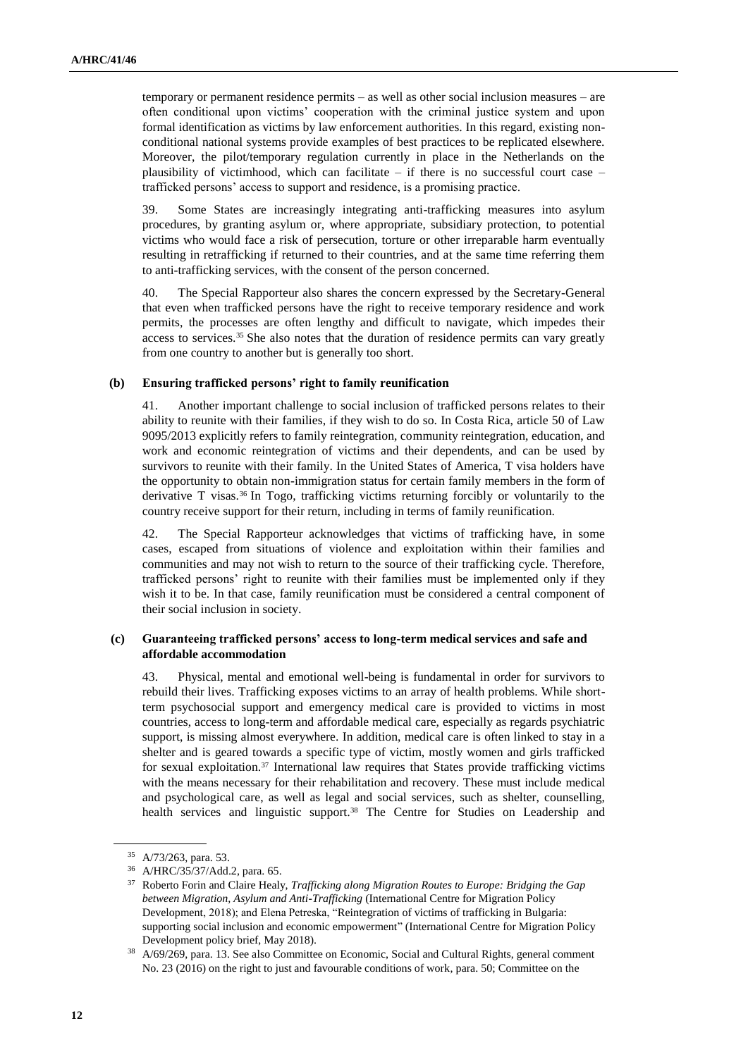temporary or permanent residence permits – as well as other social inclusion measures – are often conditional upon victims' cooperation with the criminal justice system and upon formal identification as victims by law enforcement authorities. In this regard, existing non-conditional national systems provide examples of best practices to be replicated elsewhere. Moreover, the pilot/temporary regulation currently in place in the Netherlands on the plausibility of victimhood, which can facilitate – if there is no successful court case – trafficked persons' access to support and residence, is a promising practice.

39. Some States are increasingly integrating anti-trafficking measures into asylum procedures, by granting asylum or, where appropriate, subsidiary protection, to potential victims who would face a risk of persecution, torture or other irreparable harm eventually resulting in retrafficking if returned to their countries, and at the same time referring them to anti-trafficking services, with the consent of the person concerned.

40. The Special Rapporteur also shares the concern expressed by the Secretary-General that even when trafficked persons have the right to receive temporary residence and work permits, the processes are often lengthy and difficult to navigate, which impedes their access to services.[35] She also notes that the duration of residence permits can vary greatly from one country to another but is generally too short.

### (b) Ensuring trafficked persons' right to family reunification

41. Another important challenge to social inclusion of trafficked persons relates to their ability to reunite with their families, if they wish to do so. In Costa Rica, article 50 of Law 9095/2013 explicitly refers to family reintegration, community reintegration, education, and work and economic reintegration of victims and their dependents, and can be used by survivors to reunite with their family. In the United States of America, T visa holders have the opportunity to obtain non-immigration status for certain family members in the form of derivative T visas.[36] In Togo, trafficking victims returning forcibly or voluntarily to the country receive support for their return, including in terms of family reunification.

42. The Special Rapporteur acknowledges that victims of trafficking have, in some cases, escaped from situations of violence and exploitation within their families and communities and may not wish to return to the source of their trafficking cycle. Therefore, trafficked persons' right to reunite with their families must be implemented only if they wish it to be. In that case, family reunification must be considered a central component of their social inclusion in society.

### (c) Guaranteeing trafficked persons' access to long-term medical services and safe and affordable accommodation

43. Physical, mental and emotional well-being is fundamental in order for survivors to rebuild their lives. Trafficking exposes victims to an array of health problems. While short-term psychosocial support and emergency medical care is provided to victims in most countries, access to long-term and affordable medical care, especially as regards psychiatric support, is missing almost everywhere. In addition, medical care is often linked to stay in a shelter and is geared towards a specific type of victim, mostly women and girls trafficked for sexual exploitation.[37] International law requires that States provide trafficking victims with the means necessary for their rehabilitation and recovery. These must include medical and psychological care, as well as legal and social services, such as shelter, counselling, health services and linguistic support.[38] The Centre for Studies on Leadership and

---

[35] A/73/263, para. 53.

[36] A/HRC/35/37/Add.2, para. 65.

[37] Roberto Forin and Claire Healy, *Trafficking along Migration Routes to Europe: Bridging the Gap between Migration, Asylum and Anti-Trafficking* (International Centre for Migration Policy Development, 2018); and Elena Petreska, "Reintegration of victims of trafficking in Bulgaria: supporting social inclusion and economic empowerment" (International Centre for Migration Policy Development policy brief, May 2018).

[38] A/69/269, para. 13. See also Committee on Economic, Social and Cultural Rights, general comment No. 23 (2016) on the right to just and favourable conditions of work, para. 50; Committee on the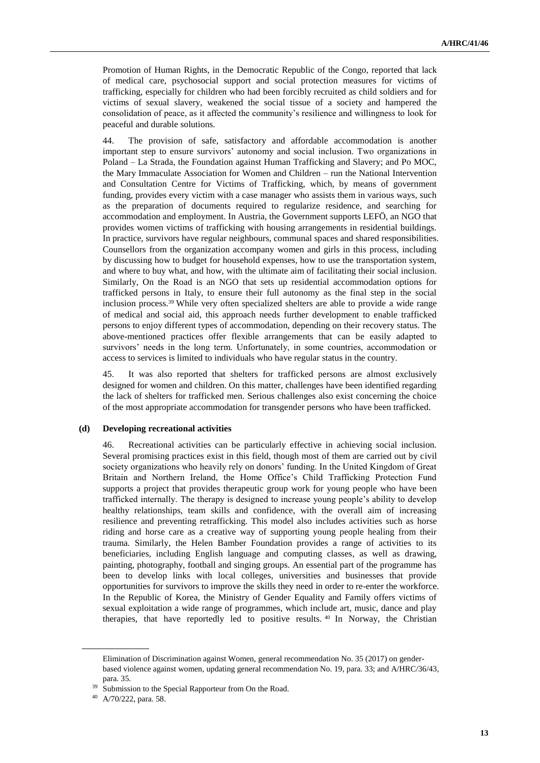Promotion of Human Rights, in the Democratic Republic of the Congo, reported that lack of medical care, psychosocial support and social protection measures for victims of trafficking, especially for children who had been forcibly recruited as child soldiers and for victims of sexual slavery, weakened the social tissue of a society and hampered the consolidation of peace, as it affected the community's resilience and willingness to look for peaceful and durable solutions.

44. The provision of safe, satisfactory and affordable accommodation is another important step to ensure survivors' autonomy and social inclusion. Two organizations in Poland – La Strada, the Foundation against Human Trafficking and Slavery; and Po MOC, the Mary Immaculate Association for Women and Children – run the National Intervention and Consultation Centre for Victims of Trafficking, which, by means of government funding, provides every victim with a case manager who assists them in various ways, such as the preparation of documents required to regularize residence, and searching for accommodation and employment. In Austria, the Government supports LEFÖ, an NGO that provides women victims of trafficking with housing arrangements in residential buildings. In practice, survivors have regular neighbours, communal spaces and shared responsibilities. Counsellors from the organization accompany women and girls in this process, including by discussing how to budget for household expenses, how to use the transportation system, and where to buy what, and how, with the ultimate aim of facilitating their social inclusion. Similarly, On the Road is an NGO that sets up residential accommodation options for trafficked persons in Italy, to ensure their full autonomy as the final step in the social inclusion process.[39] While very often specialized shelters are able to provide a wide range of medical and social aid, this approach needs further development to enable trafficked persons to enjoy different types of accommodation, depending on their recovery status. The above-mentioned practices offer flexible arrangements that can be easily adapted to survivors' needs in the long term. Unfortunately, in some countries, accommodation or access to services is limited to individuals who have regular status in the country.

45. It was also reported that shelters for trafficked persons are almost exclusively designed for women and children. On this matter, challenges have been identified regarding the lack of shelters for trafficked men. Serious challenges also exist concerning the choice of the most appropriate accommodation for transgender persons who have been trafficked.

#### (d) Developing recreational activities

46. Recreational activities can be particularly effective in achieving social inclusion. Several promising practices exist in this field, though most of them are carried out by civil society organizations who heavily rely on donors' funding. In the United Kingdom of Great Britain and Northern Ireland, the Home Office's Child Trafficking Protection Fund supports a project that provides therapeutic group work for young people who have been trafficked internally. The therapy is designed to increase young people's ability to develop healthy relationships, team skills and confidence, with the overall aim of increasing resilience and preventing retrafficking. This model also includes activities such as horse riding and horse care as a creative way of supporting young people healing from their trauma. Similarly, the Helen Bamber Foundation provides a range of activities to its beneficiaries, including English language and computing classes, as well as drawing, painting, photography, football and singing groups. An essential part of the programme has been to develop links with local colleges, universities and businesses that provide opportunities for survivors to improve the skills they need in order to re-enter the workforce. In the Republic of Korea, the Ministry of Gender Equality and Family offers victims of sexual exploitation a wide range of programmes, which include art, music, dance and play therapies, that have reportedly led to positive results.[40] In Norway, the Christian

---

Elimination of Discrimination against Women, general recommendation No. 35 (2017) on gender-based violence against women, updating general recommendation No. 19, para. 33; and A/HRC/36/43, para. 35.

[39] Submission to the Special Rapporteur from On the Road.

[40] A/70/222, para. 58.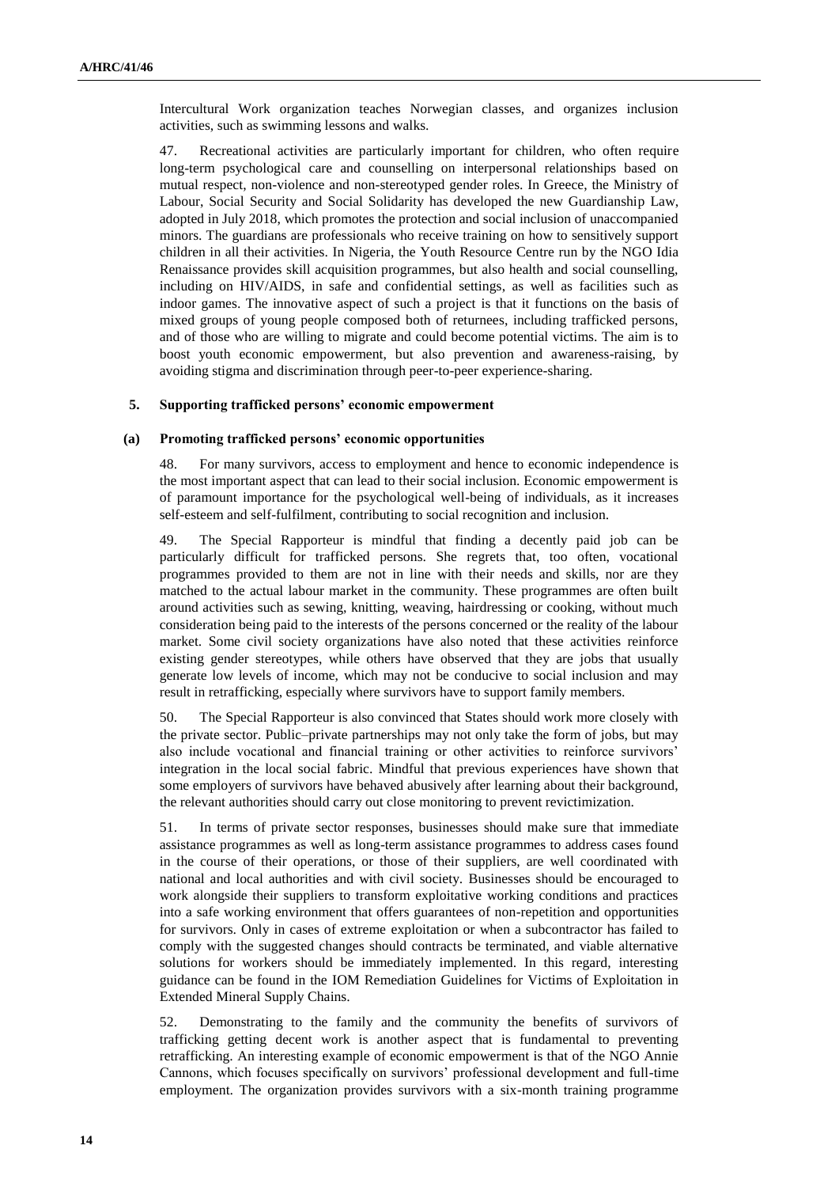Intercultural Work organization teaches Norwegian classes, and organizes inclusion activities, such as swimming lessons and walks.

47. Recreational activities are particularly important for children, who often require long-term psychological care and counselling on interpersonal relationships based on mutual respect, non-violence and non-stereotyped gender roles. In Greece, the Ministry of Labour, Social Security and Social Solidarity has developed the new Guardianship Law, adopted in July 2018, which promotes the protection and social inclusion of unaccompanied minors. The guardians are professionals who receive training on how to sensitively support children in all their activities. In Nigeria, the Youth Resource Centre run by the NGO Idia Renaissance provides skill acquisition programmes, but also health and social counselling, including on HIV/AIDS, in safe and confidential settings, as well as facilities such as indoor games. The innovative aspect of such a project is that it functions on the basis of mixed groups of young people composed both of returnees, including trafficked persons, and of those who are willing to migrate and could become potential victims. The aim is to boost youth economic empowerment, but also prevention and awareness-raising, by avoiding stigma and discrimination through peer-to-peer experience-sharing.

### 5. Supporting trafficked persons' economic empowerment

#### (a) Promoting trafficked persons' economic opportunities

48. For many survivors, access to employment and hence to economic independence is the most important aspect that can lead to their social inclusion. Economic empowerment is of paramount importance for the psychological well-being of individuals, as it increases self-esteem and self-fulfilment, contributing to social recognition and inclusion.

49. The Special Rapporteur is mindful that finding a decently paid job can be particularly difficult for trafficked persons. She regrets that, too often, vocational programmes provided to them are not in line with their needs and skills, nor are they matched to the actual labour market in the community. These programmes are often built around activities such as sewing, knitting, weaving, hairdressing or cooking, without much consideration being paid to the interests of the persons concerned or the reality of the labour market. Some civil society organizations have also noted that these activities reinforce existing gender stereotypes, while others have observed that they are jobs that usually generate low levels of income, which may not be conducive to social inclusion and may result in retrafficking, especially where survivors have to support family members.

50. The Special Rapporteur is also convinced that States should work more closely with the private sector. Public–private partnerships may not only take the form of jobs, but may also include vocational and financial training or other activities to reinforce survivors' integration in the local social fabric. Mindful that previous experiences have shown that some employers of survivors have behaved abusively after learning about their background, the relevant authorities should carry out close monitoring to prevent revictimization.

51. In terms of private sector responses, businesses should make sure that immediate assistance programmes as well as long-term assistance programmes to address cases found in the course of their operations, or those of their suppliers, are well coordinated with national and local authorities and with civil society. Businesses should be encouraged to work alongside their suppliers to transform exploitative working conditions and practices into a safe working environment that offers guarantees of non-repetition and opportunities for survivors. Only in cases of extreme exploitation or when a subcontractor has failed to comply with the suggested changes should contracts be terminated, and viable alternative solutions for workers should be immediately implemented. In this regard, interesting guidance can be found in the IOM Remediation Guidelines for Victims of Exploitation in Extended Mineral Supply Chains.

52. Demonstrating to the family and the community the benefits of survivors of trafficking getting decent work is another aspect that is fundamental to preventing retrafficking. An interesting example of economic empowerment is that of the NGO Annie Cannons, which focuses specifically on survivors' professional development and full-time employment. The organization provides survivors with a six-month training programme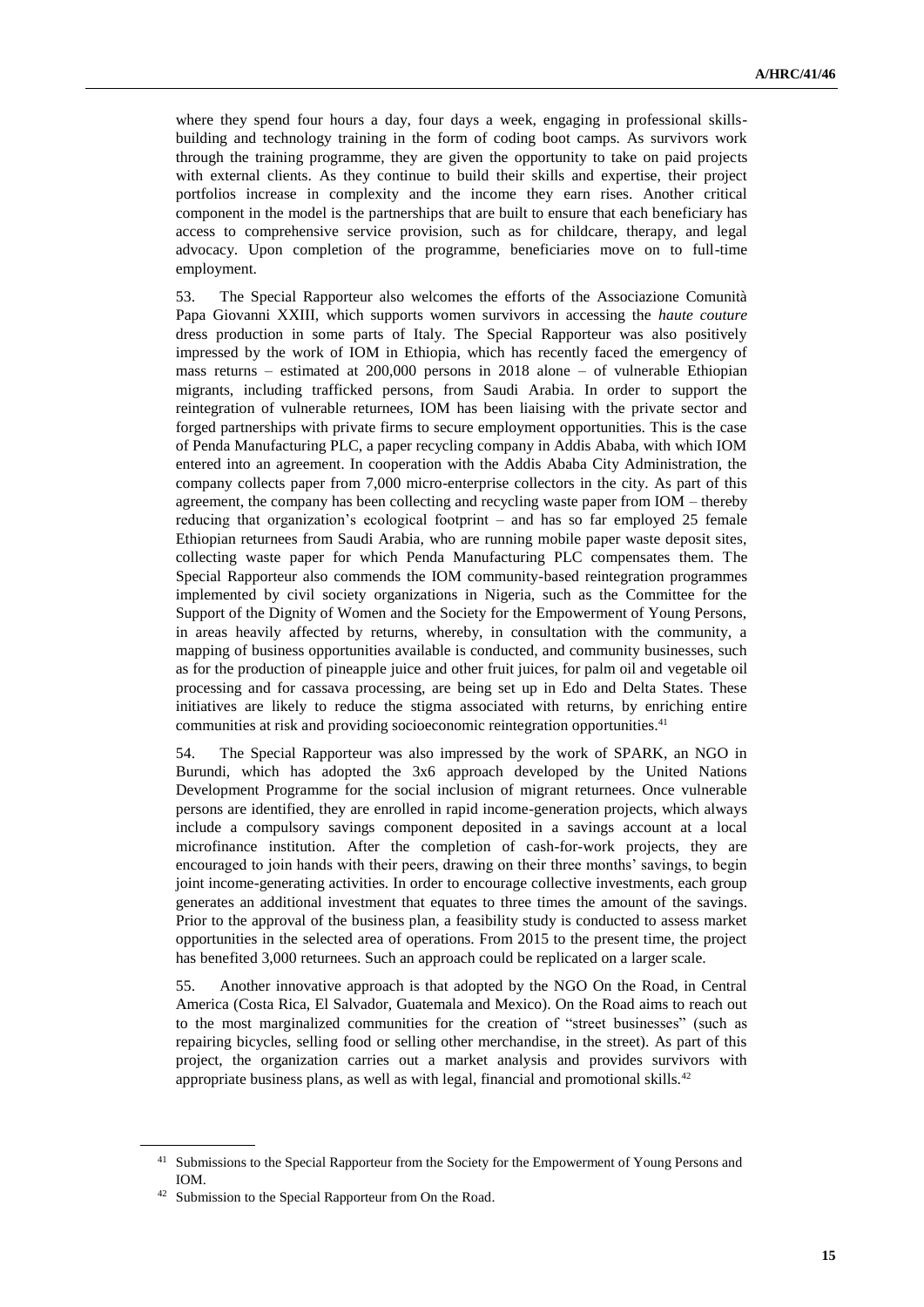where they spend four hours a day, four days a week, engaging in professional skills-building and technology training in the form of coding boot camps. As survivors work through the training programme, they are given the opportunity to take on paid projects with external clients. As they continue to build their skills and expertise, their project portfolios increase in complexity and the income they earn rises. Another critical component in the model is the partnerships that are built to ensure that each beneficiary has access to comprehensive service provision, such as for childcare, therapy, and legal advocacy. Upon completion of the programme, beneficiaries move on to full-time employment.

53. The Special Rapporteur also welcomes the efforts of the Associazione Comunità Papa Giovanni XXIII, which supports women survivors in accessing the *haute couture* dress production in some parts of Italy. The Special Rapporteur was also positively impressed by the work of IOM in Ethiopia, which has recently faced the emergency of mass returns – estimated at 200,000 persons in 2018 alone – of vulnerable Ethiopian migrants, including trafficked persons, from Saudi Arabia. In order to support the reintegration of vulnerable returnees, IOM has been liaising with the private sector and forged partnerships with private firms to secure employment opportunities. This is the case of Penda Manufacturing PLC, a paper recycling company in Addis Ababa, with which IOM entered into an agreement. In cooperation with the Addis Ababa City Administration, the company collects paper from 7,000 micro-enterprise collectors in the city. As part of this agreement, the company has been collecting and recycling waste paper from IOM – thereby reducing that organization's ecological footprint – and has so far employed 25 female Ethiopian returnees from Saudi Arabia, who are running mobile paper waste deposit sites, collecting waste paper for which Penda Manufacturing PLC compensates them. The Special Rapporteur also commends the IOM community-based reintegration programmes implemented by civil society organizations in Nigeria, such as the Committee for the Support of the Dignity of Women and the Society for the Empowerment of Young Persons, in areas heavily affected by returns, whereby, in consultation with the community, a mapping of business opportunities available is conducted, and community businesses, such as for the production of pineapple juice and other fruit juices, for palm oil and vegetable oil processing and for cassava processing, are being set up in Edo and Delta States. These initiatives are likely to reduce the stigma associated with returns, by enriching entire communities at risk and providing socioeconomic reintegration opportunities.[41]

54. The Special Rapporteur was also impressed by the work of SPARK, an NGO in Burundi, which has adopted the 3x6 approach developed by the United Nations Development Programme for the social inclusion of migrant returnees. Once vulnerable persons are identified, they are enrolled in rapid income-generation projects, which always include a compulsory savings component deposited in a savings account at a local microfinance institution. After the completion of cash-for-work projects, they are encouraged to join hands with their peers, drawing on their three months' savings, to begin joint income-generating activities. In order to encourage collective investments, each group generates an additional investment that equates to three times the amount of the savings. Prior to the approval of the business plan, a feasibility study is conducted to assess market opportunities in the selected area of operations. From 2015 to the present time, the project has benefited 3,000 returnees. Such an approach could be replicated on a larger scale.

55. Another innovative approach is that adopted by the NGO On the Road, in Central America (Costa Rica, El Salvador, Guatemala and Mexico). On the Road aims to reach out to the most marginalized communities for the creation of "street businesses" (such as repairing bicycles, selling food or selling other merchandise, in the street). As part of this project, the organization carries out a market analysis and provides survivors with appropriate business plans, as well as with legal, financial and promotional skills.[42]

---

[41] Submissions to the Special Rapporteur from the Society for the Empowerment of Young Persons and IOM.

[42] Submission to the Special Rapporteur from On the Road.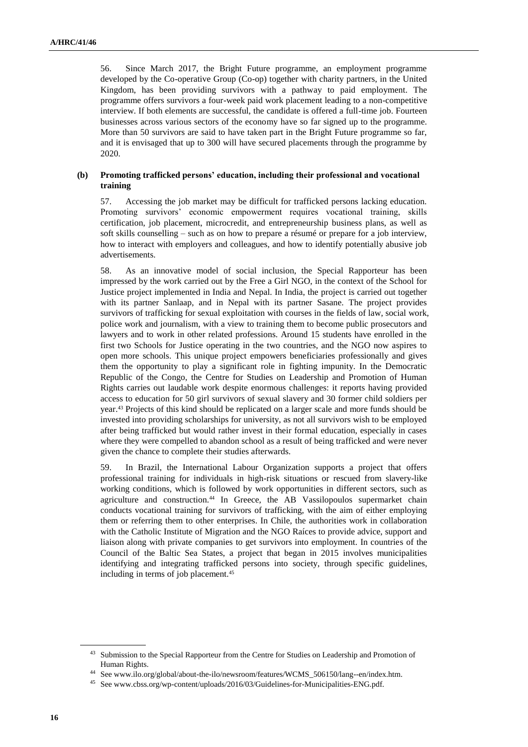56. Since March 2017, the Bright Future programme, an employment programme developed by the Co-operative Group (Co-op) together with charity partners, in the United Kingdom, has been providing survivors with a pathway to paid employment. The programme offers survivors a four-week paid work placement leading to a non-competitive interview. If both elements are successful, the candidate is offered a full-time job. Fourteen businesses across various sectors of the economy have so far signed up to the programme. More than 50 survivors are said to have taken part in the Bright Future programme so far, and it is envisaged that up to 300 will have secured placements through the programme by 2020.

### (b) Promoting trafficked persons' education, including their professional and vocational training

57. Accessing the job market may be difficult for trafficked persons lacking education. Promoting survivors' economic empowerment requires vocational training, skills certification, job placement, microcredit, and entrepreneurship business plans, as well as soft skills counselling – such as on how to prepare a résumé or prepare for a job interview, how to interact with employers and colleagues, and how to identify potentially abusive job advertisements.

58. As an innovative model of social inclusion, the Special Rapporteur has been impressed by the work carried out by the Free a Girl NGO, in the context of the School for Justice project implemented in India and Nepal. In India, the project is carried out together with its partner Sanlaap, and in Nepal with its partner Sasane. The project provides survivors of trafficking for sexual exploitation with courses in the fields of law, social work, police work and journalism, with a view to training them to become public prosecutors and lawyers and to work in other related professions. Around 15 students have enrolled in the first two Schools for Justice operating in the two countries, and the NGO now aspires to open more schools. This unique project empowers beneficiaries professionally and gives them the opportunity to play a significant role in fighting impunity. In the Democratic Republic of the Congo, the Centre for Studies on Leadership and Promotion of Human Rights carries out laudable work despite enormous challenges: it reports having provided access to education for 50 girl survivors of sexual slavery and 30 former child soldiers per year.[43] Projects of this kind should be replicated on a larger scale and more funds should be invested into providing scholarships for university, as not all survivors wish to be employed after being trafficked but would rather invest in their formal education, especially in cases where they were compelled to abandon school as a result of being trafficked and were never given the chance to complete their studies afterwards.

59. In Brazil, the International Labour Organization supports a project that offers professional training for individuals in high-risk situations or rescued from slavery-like working conditions, which is followed by work opportunities in different sectors, such as agriculture and construction.[44] In Greece, the AB Vassilopoulos supermarket chain conducts vocational training for survivors of trafficking, with the aim of either employing them or referring them to other enterprises. In Chile, the authorities work in collaboration with the Catholic Institute of Migration and the NGO Raíces to provide advice, support and liaison along with private companies to get survivors into employment. In countries of the Council of the Baltic Sea States, a project that began in 2015 involves municipalities identifying and integrating trafficked persons into society, through specific guidelines, including in terms of job placement.[45]

---

[43] Submission to the Special Rapporteur from the Centre for Studies on Leadership and Promotion of Human Rights.

[44] See www.ilo.org/global/about-the-ilo/newsroom/features/WCMS_506150/lang--en/index.htm.

[45] See www.cbss.org/wp-content/uploads/2016/03/Guidelines-for-Municipalities-ENG.pdf.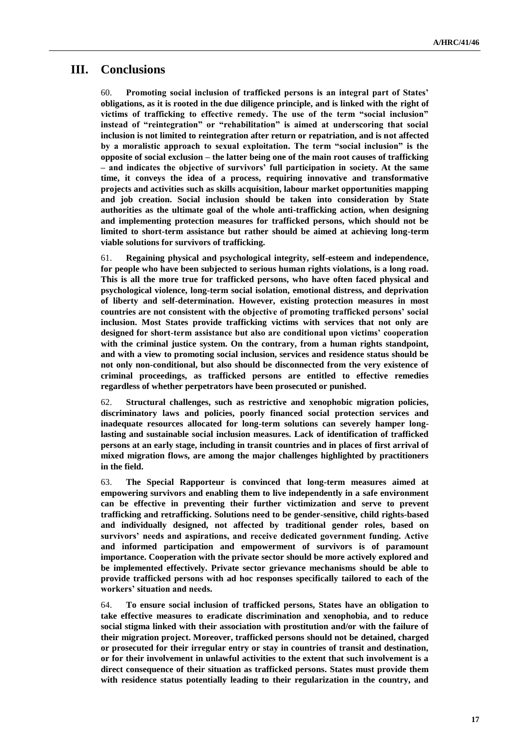## III. Conclusions

60. **Promoting social inclusion of trafficked persons is an integral part of States' obligations, as it is rooted in the due diligence principle, and is linked with the right of victims of trafficking to effective remedy. The use of the term "social inclusion" instead of "reintegration" or "rehabilitation" is aimed at underscoring that social inclusion is not limited to reintegration after return or repatriation, and is not affected by a moralistic approach to sexual exploitation. The term "social inclusion" is the opposite of social exclusion – the latter being one of the main root causes of trafficking – and indicates the objective of survivors' full participation in society. At the same time, it conveys the idea of a process, requiring innovative and transformative projects and activities such as skills acquisition, labour market opportunities mapping and job creation. Social inclusion should be taken into consideration by State authorities as the ultimate goal of the whole anti-trafficking action, when designing and implementing protection measures for trafficked persons, which should not be limited to short-term assistance but rather should be aimed at achieving long-term viable solutions for survivors of trafficking.**

61. **Regaining physical and psychological integrity, self-esteem and independence, for people who have been subjected to serious human rights violations, is a long road. This is all the more true for trafficked persons, who have often faced physical and psychological violence, long-term social isolation, emotional distress, and deprivation of liberty and self-determination. However, existing protection measures in most countries are not consistent with the objective of promoting trafficked persons' social inclusion. Most States provide trafficking victims with services that not only are designed for short-term assistance but also are conditional upon victims' cooperation with the criminal justice system. On the contrary, from a human rights standpoint, and with a view to promoting social inclusion, services and residence status should be not only non-conditional, but also should be disconnected from the very existence of criminal proceedings, as trafficked persons are entitled to effective remedies regardless of whether perpetrators have been prosecuted or punished.**

62. **Structural challenges, such as restrictive and xenophobic migration policies, discriminatory laws and policies, poorly financed social protection services and inadequate resources allocated for long-term solutions can severely hamper long-lasting and sustainable social inclusion measures. Lack of identification of trafficked persons at an early stage, including in transit countries and in places of first arrival of mixed migration flows, are among the major challenges highlighted by practitioners in the field.**

63. **The Special Rapporteur is convinced that long-term measures aimed at empowering survivors and enabling them to live independently in a safe environment can be effective in preventing their further victimization and serve to prevent trafficking and retrafficking. Solutions need to be gender-sensitive, child rights-based and individually designed, not affected by traditional gender roles, based on survivors' needs and aspirations, and receive dedicated government funding. Active and informed participation and empowerment of survivors is of paramount importance. Cooperation with the private sector should be more actively explored and be implemented effectively. Private sector grievance mechanisms should be able to provide trafficked persons with ad hoc responses specifically tailored to each of the workers' situation and needs.**

64. **To ensure social inclusion of trafficked persons, States have an obligation to take effective measures to eradicate discrimination and xenophobia, and to reduce social stigma linked with their association with prostitution and/or with the failure of their migration project. Moreover, trafficked persons should not be detained, charged or prosecuted for their irregular entry or stay in countries of transit and destination, or for their involvement in unlawful activities to the extent that such involvement is a direct consequence of their situation as trafficked persons. States must provide them with residence status potentially leading to their regularization in the country, and**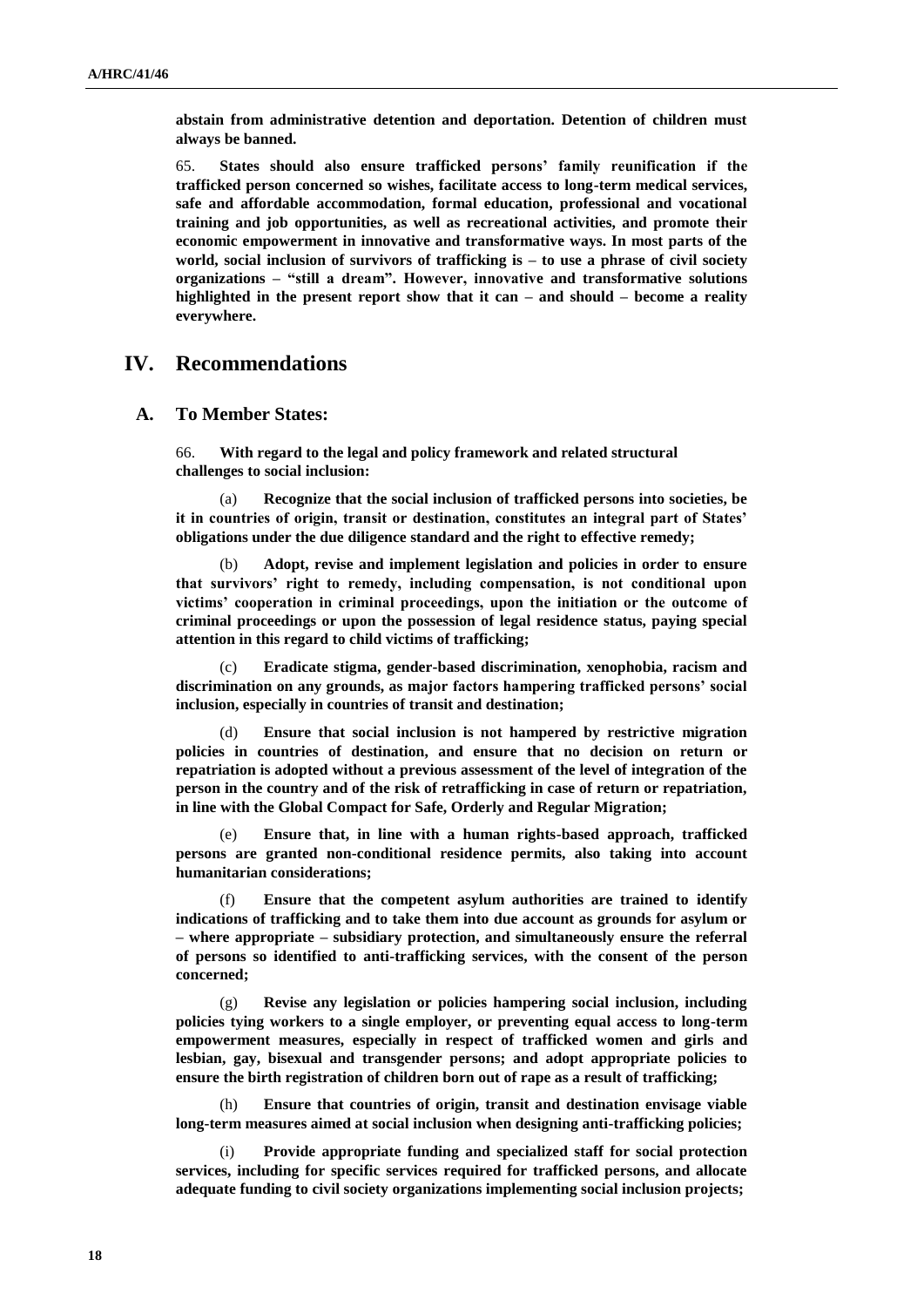**abstain from administrative detention and deportation. Detention of children must always be banned.**

65. **States should also ensure trafficked persons' family reunification if the trafficked person concerned so wishes, facilitate access to long-term medical services, safe and affordable accommodation, formal education, professional and vocational training and job opportunities, as well as recreational activities, and promote their economic empowerment in innovative and transformative ways. In most parts of the world, social inclusion of survivors of trafficking is – to use a phrase of civil society organizations – "still a dream". However, innovative and transformative solutions highlighted in the present report show that it can – and should – become a reality everywhere.**

# IV. Recommendations

## A. To Member States:

66. **With regard to the legal and policy framework and related structural challenges to social inclusion:**

(a) **Recognize that the social inclusion of trafficked persons into societies, be it in countries of origin, transit or destination, constitutes an integral part of States' obligations under the due diligence standard and the right to effective remedy;**

(b) **Adopt, revise and implement legislation and policies in order to ensure that survivors' right to remedy, including compensation, is not conditional upon victims' cooperation in criminal proceedings, upon the initiation or the outcome of criminal proceedings or upon the possession of legal residence status, paying special attention in this regard to child victims of trafficking;**

(c) **Eradicate stigma, gender-based discrimination, xenophobia, racism and discrimination on any grounds, as major factors hampering trafficked persons' social inclusion, especially in countries of transit and destination;**

(d) **Ensure that social inclusion is not hampered by restrictive migration policies in countries of destination, and ensure that no decision on return or repatriation is adopted without a previous assessment of the level of integration of the person in the country and of the risk of retrafficking in case of return or repatriation, in line with the Global Compact for Safe, Orderly and Regular Migration;**

(e) **Ensure that, in line with a human rights-based approach, trafficked persons are granted non-conditional residence permits, also taking into account humanitarian considerations;**

(f) **Ensure that the competent asylum authorities are trained to identify indications of trafficking and to take them into due account as grounds for asylum or – where appropriate – subsidiary protection, and simultaneously ensure the referral of persons so identified to anti-trafficking services, with the consent of the person concerned;**

(g) **Revise any legislation or policies hampering social inclusion, including policies tying workers to a single employer, or preventing equal access to long-term empowerment measures, especially in respect of trafficked women and girls and lesbian, gay, bisexual and transgender persons; and adopt appropriate policies to ensure the birth registration of children born out of rape as a result of trafficking;**

(h) **Ensure that countries of origin, transit and destination envisage viable long-term measures aimed at social inclusion when designing anti-trafficking policies;**

(i) **Provide appropriate funding and specialized staff for social protection services, including for specific services required for trafficked persons, and allocate adequate funding to civil society organizations implementing social inclusion projects;**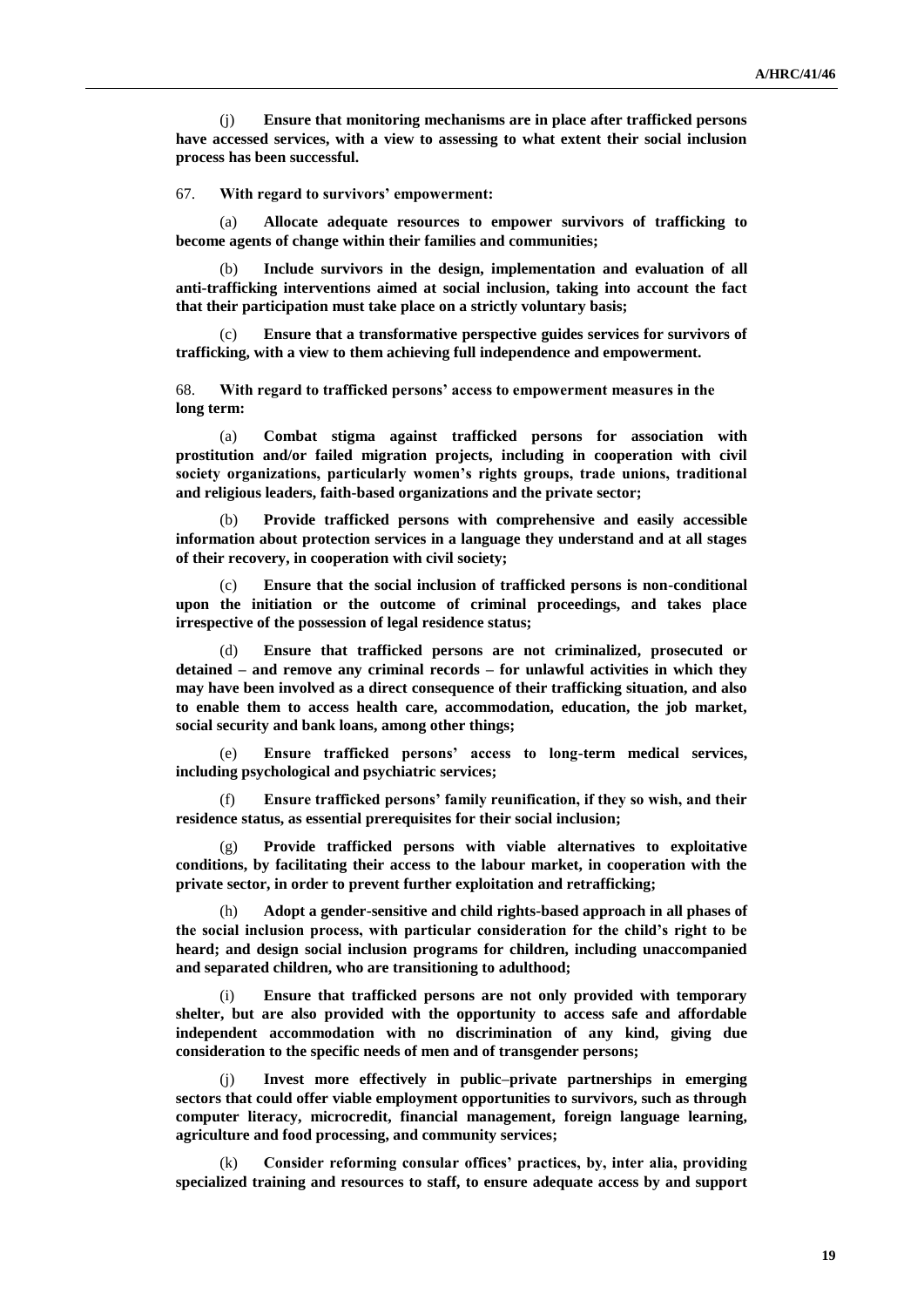(j) **Ensure that monitoring mechanisms are in place after trafficked persons have accessed services, with a view to assessing to what extent their social inclusion process has been successful.**

67. **With regard to survivors' empowerment:**

(a) **Allocate adequate resources to empower survivors of trafficking to become agents of change within their families and communities;**

(b) **Include survivors in the design, implementation and evaluation of all anti-trafficking interventions aimed at social inclusion, taking into account the fact that their participation must take place on a strictly voluntary basis;**

(c) **Ensure that a transformative perspective guides services for survivors of trafficking, with a view to them achieving full independence and empowerment.**

68. **With regard to trafficked persons' access to empowerment measures in the long term:**

(a) **Combat stigma against trafficked persons for association with prostitution and/or failed migration projects, including in cooperation with civil society organizations, particularly women's rights groups, trade unions, traditional and religious leaders, faith-based organizations and the private sector;**

(b) **Provide trafficked persons with comprehensive and easily accessible information about protection services in a language they understand and at all stages of their recovery, in cooperation with civil society;**

(c) **Ensure that the social inclusion of trafficked persons is non-conditional upon the initiation or the outcome of criminal proceedings, and takes place irrespective of the possession of legal residence status;**

(d) **Ensure that trafficked persons are not criminalized, prosecuted or detained – and remove any criminal records – for unlawful activities in which they may have been involved as a direct consequence of their trafficking situation, and also to enable them to access health care, accommodation, education, the job market, social security and bank loans, among other things;**

(e) **Ensure trafficked persons' access to long-term medical services, including psychological and psychiatric services;**

(f) **Ensure trafficked persons' family reunification, if they so wish, and their residence status, as essential prerequisites for their social inclusion;**

(g) **Provide trafficked persons with viable alternatives to exploitative conditions, by facilitating their access to the labour market, in cooperation with the private sector, in order to prevent further exploitation and retrafficking;**

(h) **Adopt a gender-sensitive and child rights-based approach in all phases of the social inclusion process, with particular consideration for the child's right to be heard; and design social inclusion programs for children, including unaccompanied and separated children, who are transitioning to adulthood;**

(i) **Ensure that trafficked persons are not only provided with temporary shelter, but are also provided with the opportunity to access safe and affordable independent accommodation with no discrimination of any kind, giving due consideration to the specific needs of men and of transgender persons;**

(j) **Invest more effectively in public–private partnerships in emerging sectors that could offer viable employment opportunities to survivors, such as through computer literacy, microcredit, financial management, foreign language learning, agriculture and food processing, and community services;**

(k) **Consider reforming consular offices' practices, by, inter alia, providing specialized training and resources to staff, to ensure adequate access by and support**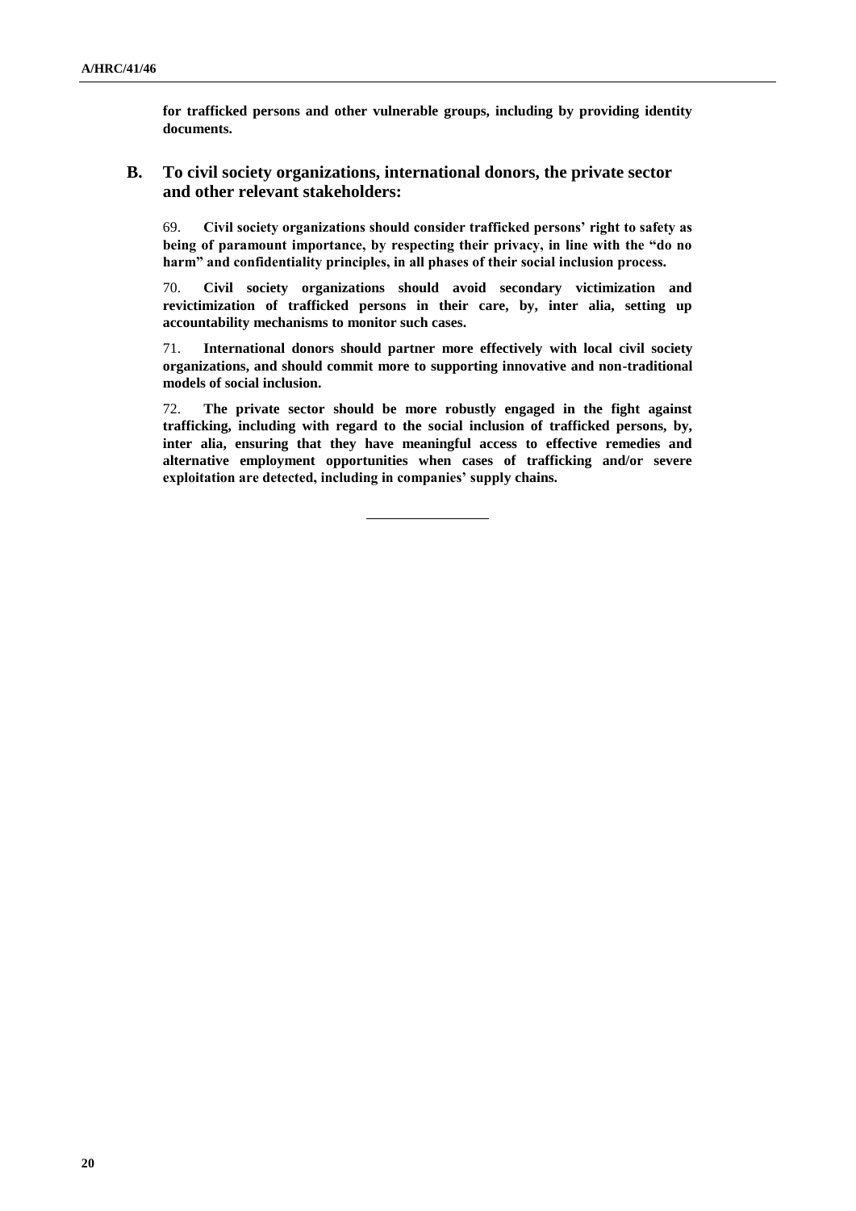**for trafficked persons and other vulnerable groups, including by providing identity documents.**

## B. To civil society organizations, international donors, the private sector and other relevant stakeholders:

69. **Civil society organizations should consider trafficked persons' right to safety as being of paramount importance, by respecting their privacy, in line with the "do no harm" and confidentiality principles, in all phases of their social inclusion process.**

70. **Civil society organizations should avoid secondary victimization and revictimization of trafficked persons in their care, by, inter alia, setting up accountability mechanisms to monitor such cases.**

71. **International donors should partner more effectively with local civil society organizations, and should commit more to supporting innovative and non-traditional models of social inclusion.**

72. **The private sector should be more robustly engaged in the fight against trafficking, including with regard to the social inclusion of trafficked persons, by, inter alia, ensuring that they have meaningful access to effective remedies and alternative employment opportunities when cases of trafficking and/or severe exploitation are detected, including in companies' supply chains.**